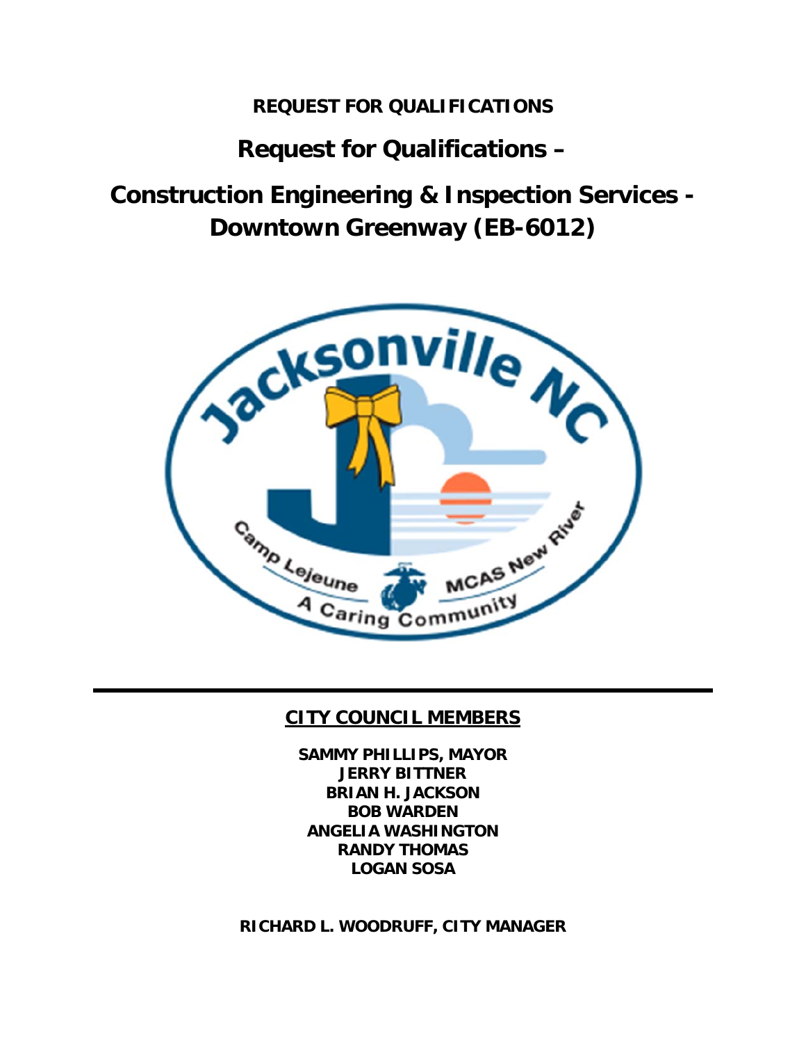**REQUEST FOR QUALIFICATIONS**

# Request for Qualifications –

# Construction Engineering & Inspection Services - Downtown Greenway (EB-6012)

---

## CITY COUNCIL MEMBERS

**SAMMY PHILLIPS, MAYOR**
**JERRY BITTNER**
**BRIAN H. JACKSON**
**BOB WARDEN**
**ANGELIA WASHINGTON**
**RANDY THOMAS**
**LOGAN SOSA**

**RICHARD L. WOODRUFF, CITY MANAGER**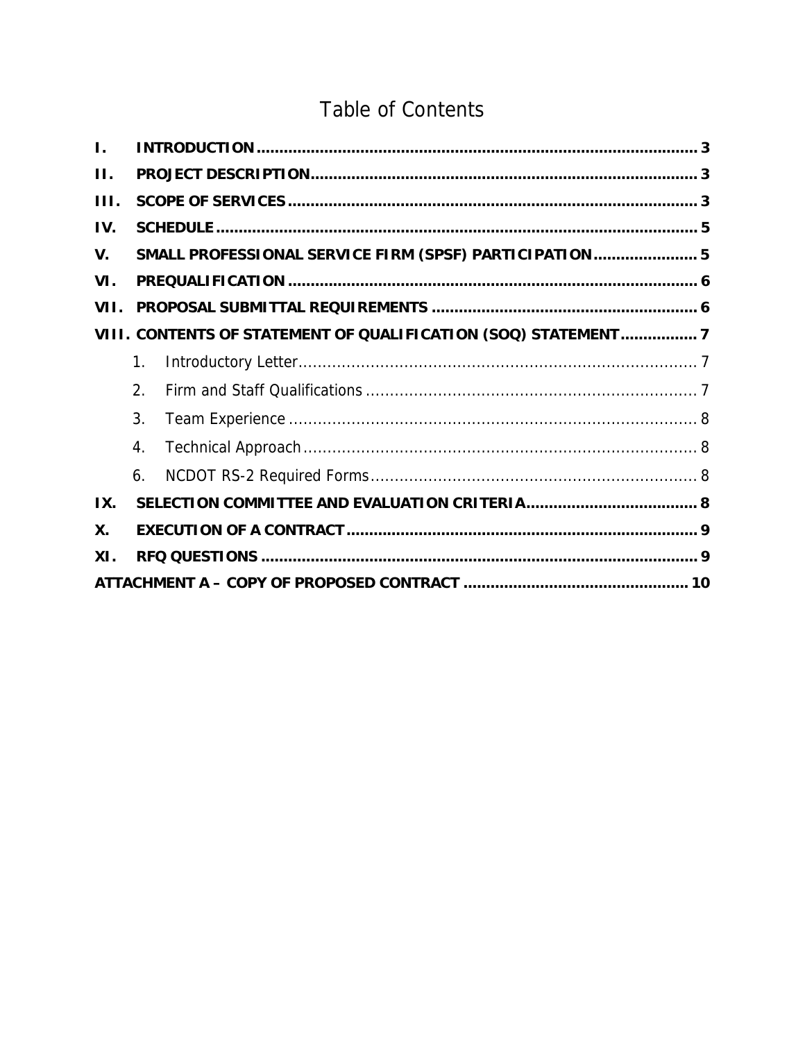# Table of Contents

- **I. INTRODUCTION** ........ 3
- **II. PROJECT DESCRIPTION** ........ 3
- **III. SCOPE OF SERVICES** ........ 3
- **IV. SCHEDULE** ........ 5
- **V. SMALL PROFESSIONAL SERVICE FIRM (SPSF) PARTICIPATION** ........ 5
- **VI. PREQUALIFICATION** ........ 6
- **VII. PROPOSAL SUBMITTAL REQUIREMENTS** ........ 6
- **VIII. CONTENTS OF STATEMENT OF QUALIFICATION (SOQ) STATEMENT** ........ 7
  - 1. Introductory Letter ........ 7
  - 2. Firm and Staff Qualifications ........ 7
  - 3. Team Experience ........ 8
  - 4. Technical Approach ........ 8
  - 6. NCDOT RS-2 Required Forms ........ 8
- **IX. SELECTION COMMITTEE AND EVALUATION CRITERIA** ........ 8
- **X. EXECUTION OF A CONTRACT** ........ 9
- **XI. RFQ QUESTIONS** ........ 9
- **ATTACHMENT A – COPY OF PROPOSED CONTRACT** ........ 10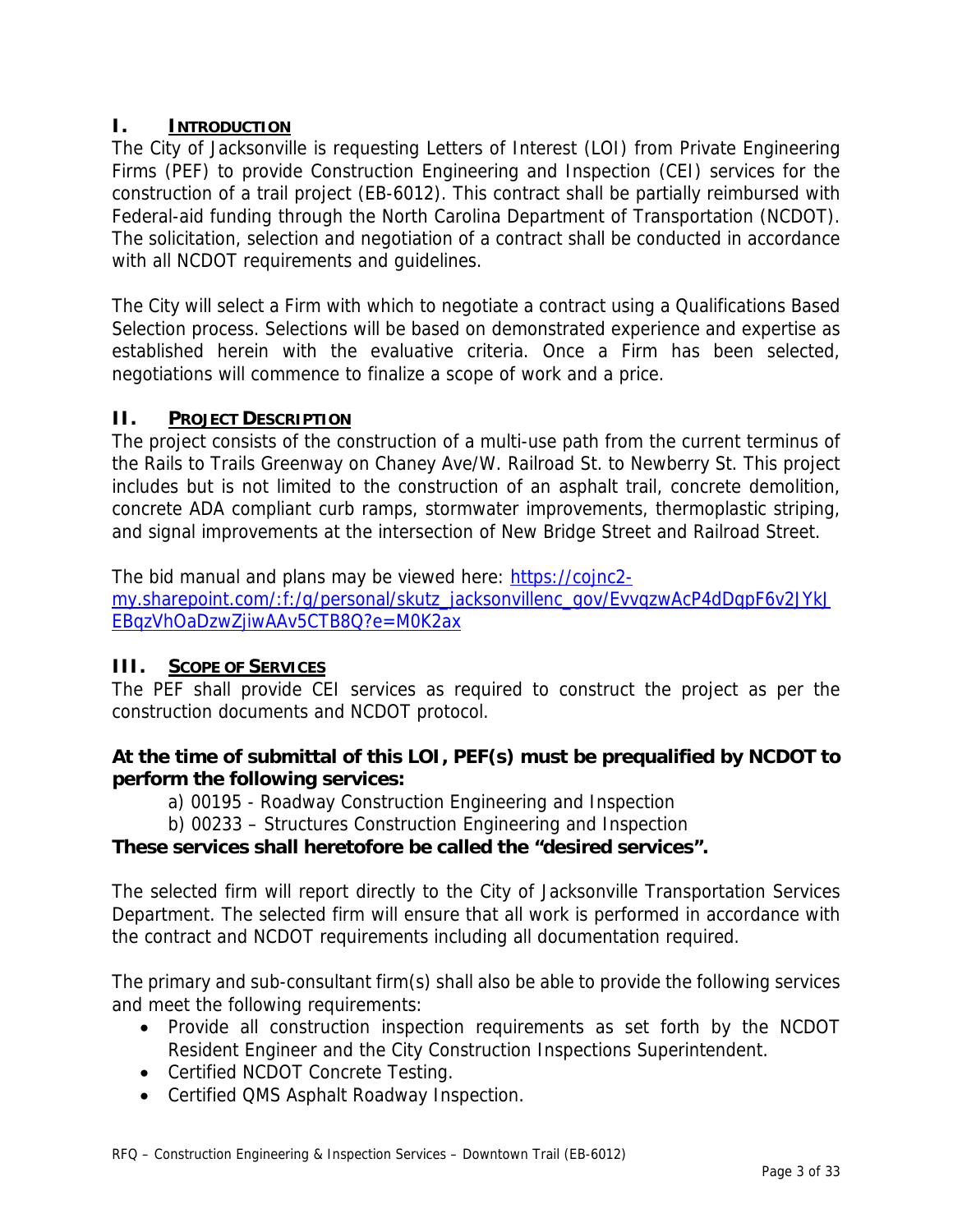## I. INTRODUCTION

The City of Jacksonville is requesting Letters of Interest (LOI) from Private Engineering Firms (PEF) to provide Construction Engineering and Inspection (CEI) services for the construction of a trail project (EB-6012). This contract shall be partially reimbursed with Federal-aid funding through the North Carolina Department of Transportation (NCDOT). The solicitation, selection and negotiation of a contract shall be conducted in accordance with all NCDOT requirements and guidelines.

The City will select a Firm with which to negotiate a contract using a Qualifications Based Selection process. Selections will be based on demonstrated experience and expertise as established herein with the evaluative criteria. Once a Firm has been selected, negotiations will commence to finalize a scope of work and a price.

## II. PROJECT DESCRIPTION

The project consists of the construction of a multi-use path from the current terminus of the Rails to Trails Greenway on Chaney Ave/W. Railroad St. to Newberry St. This project includes but is not limited to the construction of an asphalt trail, concrete demolition, concrete ADA compliant curb ramps, stormwater improvements, thermoplastic striping, and signal improvements at the intersection of New Bridge Street and Railroad Street.

The bid manual and plans may be viewed here: [https://cojnc2-my.sharepoint.com/:f:/g/personal/skutz_jacksonvillenc_gov/EvvqzwAcP4dDqpF6v2JYkJEBqzVhOaDzwZjiwAAv5CTB8Q?e=M0K2ax](https://cojnc2-my.sharepoint.com/:f:/g/personal/skutz_jacksonvillenc_gov/EvvqzwAcP4dDqpF6v2JYkJEBqzVhOaDzwZjiwAAv5CTB8Q?e=M0K2ax)

## III. SCOPE OF SERVICES

The PEF shall provide CEI services as required to construct the project as per the construction documents and NCDOT protocol.

**At the time of submittal of this LOI, PEF(s) must be prequalified by NCDOT to perform the following services:**

a) 00195 - Roadway Construction Engineering and Inspection
b) 00233 – Structures Construction Engineering and Inspection

**These services shall heretofore be called the "desired services".**

The selected firm will report directly to the City of Jacksonville Transportation Services Department. The selected firm will ensure that all work is performed in accordance with the contract and NCDOT requirements including all documentation required.

The primary and sub-consultant firm(s) shall also be able to provide the following services and meet the following requirements:

- Provide all construction inspection requirements as set forth by the NCDOT Resident Engineer and the City Construction Inspections Superintendent.
- Certified NCDOT Concrete Testing.
- Certified QMS Asphalt Roadway Inspection.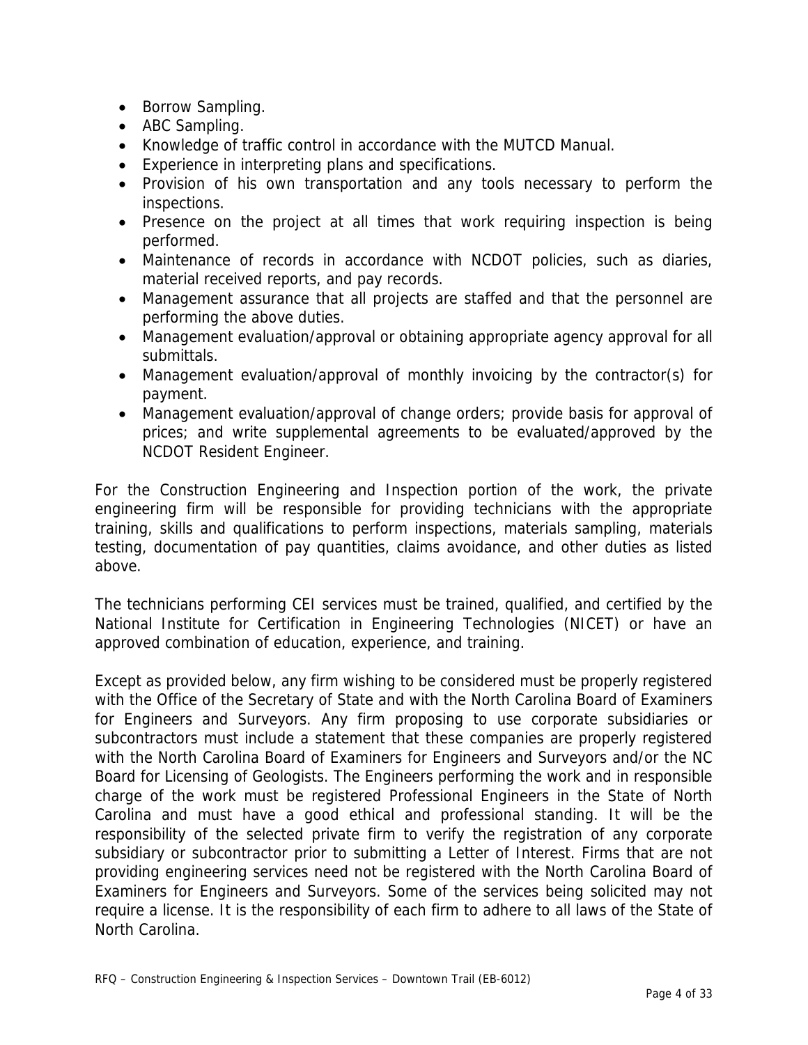- Borrow Sampling.
- ABC Sampling.
- Knowledge of traffic control in accordance with the MUTCD Manual.
- Experience in interpreting plans and specifications.
- Provision of his own transportation and any tools necessary to perform the inspections.
- Presence on the project at all times that work requiring inspection is being performed.
- Maintenance of records in accordance with NCDOT policies, such as diaries, material received reports, and pay records.
- Management assurance that all projects are staffed and that the personnel are performing the above duties.
- Management evaluation/approval or obtaining appropriate agency approval for all submittals.
- Management evaluation/approval of monthly invoicing by the contractor(s) for payment.
- Management evaluation/approval of change orders; provide basis for approval of prices; and write supplemental agreements to be evaluated/approved by the NCDOT Resident Engineer.

For the Construction Engineering and Inspection portion of the work, the private engineering firm will be responsible for providing technicians with the appropriate training, skills and qualifications to perform inspections, materials sampling, materials testing, documentation of pay quantities, claims avoidance, and other duties as listed above.

The technicians performing CEI services must be trained, qualified, and certified by the National Institute for Certification in Engineering Technologies (NICET) or have an approved combination of education, experience, and training.

Except as provided below, any firm wishing to be considered must be properly registered with the Office of the Secretary of State and with the North Carolina Board of Examiners for Engineers and Surveyors. Any firm proposing to use corporate subsidiaries or subcontractors must include a statement that these companies are properly registered with the North Carolina Board of Examiners for Engineers and Surveyors and/or the NC Board for Licensing of Geologists. The Engineers performing the work and in responsible charge of the work must be registered Professional Engineers in the State of North Carolina and must have a good ethical and professional standing. It will be the responsibility of the selected private firm to verify the registration of any corporate subsidiary or subcontractor prior to submitting a Letter of Interest. Firms that are not providing engineering services need not be registered with the North Carolina Board of Examiners for Engineers and Surveyors. Some of the services being solicited may not require a license. It is the responsibility of each firm to adhere to all laws of the State of North Carolina.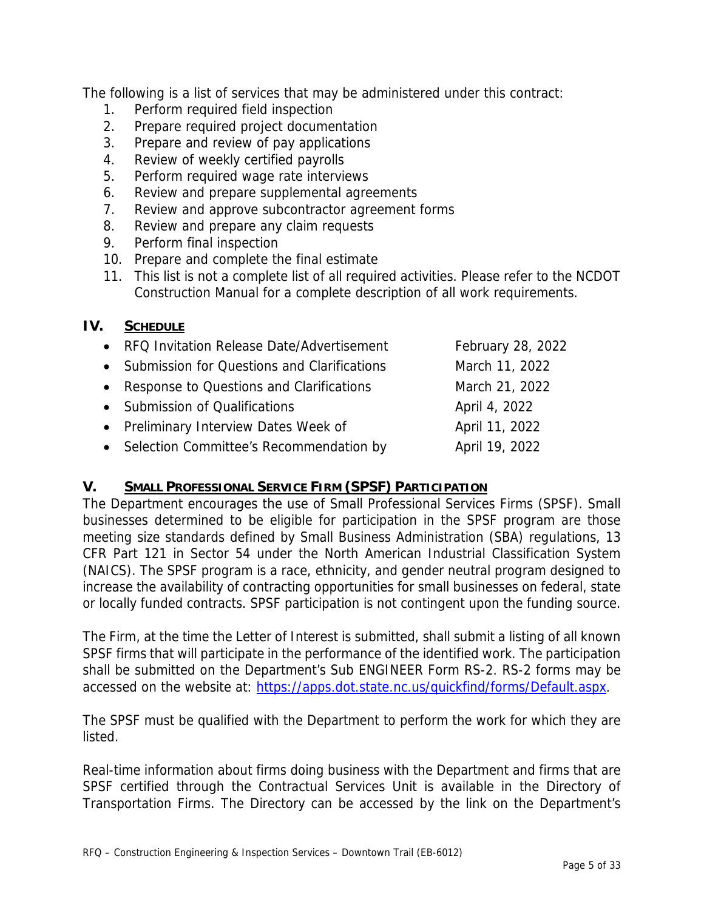The following is a list of services that may be administered under this contract:

1. Perform required field inspection
2. Prepare required project documentation
3. Prepare and review of pay applications
4. Review of weekly certified payrolls
5. Perform required wage rate interviews
6. Review and prepare supplemental agreements
7. Review and approve subcontractor agreement forms
8. Review and prepare any claim requests
9. Perform final inspection
10. Prepare and complete the final estimate
11. This list is not a complete list of all required activities. Please refer to the NCDOT Construction Manual for a complete description of all work requirements.

## IV. SCHEDULE

- RFQ Invitation Release Date/Advertisement — February 28, 2022
- Submission for Questions and Clarifications — March 11, 2022
- Response to Questions and Clarifications — March 21, 2022
- Submission of Qualifications — April 4, 2022
- Preliminary Interview Dates Week of — April 11, 2022
- Selection Committee's Recommendation by — April 19, 2022

## V. SMALL PROFESSIONAL SERVICE FIRM (SPSF) PARTICIPATION

The Department encourages the use of Small Professional Services Firms (SPSF). Small businesses determined to be eligible for participation in the SPSF program are those meeting size standards defined by Small Business Administration (SBA) regulations, 13 CFR Part 121 in Sector 54 under the North American Industrial Classification System (NAICS). The SPSF program is a race, ethnicity, and gender neutral program designed to increase the availability of contracting opportunities for small businesses on federal, state or locally funded contracts. SPSF participation is not contingent upon the funding source.

The Firm, at the time the Letter of Interest is submitted, shall submit a listing of all known SPSF firms that will participate in the performance of the identified work. The participation shall be submitted on the Department's Sub ENGINEER Form RS-2. RS-2 forms may be accessed on the website at: https://apps.dot.state.nc.us/quickfind/forms/Default.aspx.

The SPSF must be qualified with the Department to perform the work for which they are listed.

Real-time information about firms doing business with the Department and firms that are SPSF certified through the Contractual Services Unit is available in the Directory of Transportation Firms. The Directory can be accessed by the link on the Department's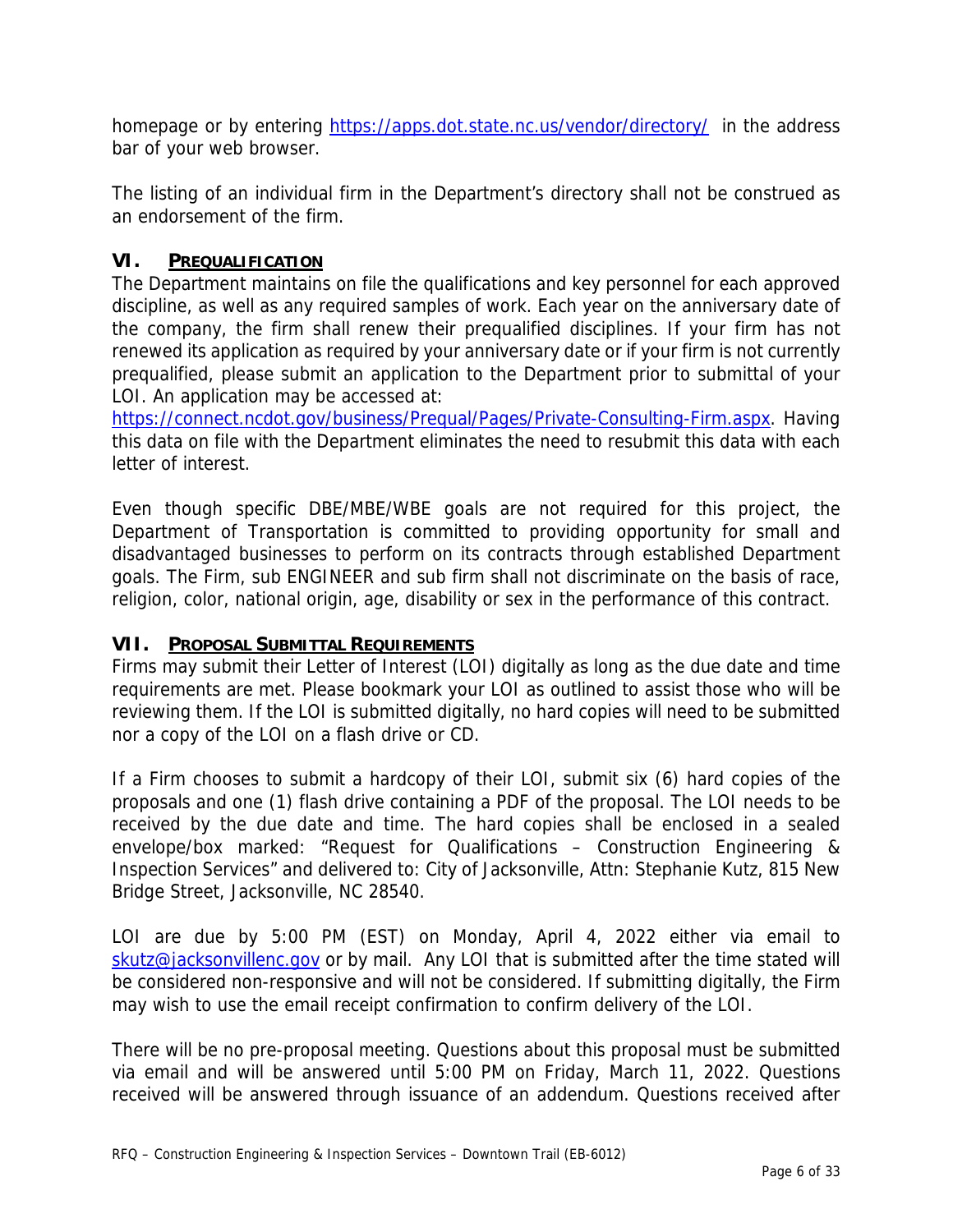homepage or by entering https://apps.dot.state.nc.us/vendor/directory/ in the address bar of your web browser.

The listing of an individual firm in the Department's directory shall not be construed as an endorsement of the firm.

## VI. PREQUALIFICATION

The Department maintains on file the qualifications and key personnel for each approved discipline, as well as any required samples of work. Each year on the anniversary date of the company, the firm shall renew their prequalified disciplines. If your firm has not renewed its application as required by your anniversary date or if your firm is not currently prequalified, please submit an application to the Department prior to submittal of your LOI. An application may be accessed at: https://connect.ncdot.gov/business/Prequal/Pages/Private-Consulting-Firm.aspx. Having this data on file with the Department eliminates the need to resubmit this data with each letter of interest.

Even though specific DBE/MBE/WBE goals are not required for this project, the Department of Transportation is committed to providing opportunity for small and disadvantaged businesses to perform on its contracts through established Department goals. The Firm, sub ENGINEER and sub firm shall not discriminate on the basis of race, religion, color, national origin, age, disability or sex in the performance of this contract.

## VII. PROPOSAL SUBMITTAL REQUIREMENTS

Firms may submit their Letter of Interest (LOI) digitally as long as the due date and time requirements are met. Please bookmark your LOI as outlined to assist those who will be reviewing them. If the LOI is submitted digitally, no hard copies will need to be submitted nor a copy of the LOI on a flash drive or CD.

If a Firm chooses to submit a hardcopy of their LOI, submit six (6) hard copies of the proposals and one (1) flash drive containing a PDF of the proposal. The LOI needs to be received by the due date and time. The hard copies shall be enclosed in a sealed envelope/box marked: "Request for Qualifications – Construction Engineering & Inspection Services" and delivered to: City of Jacksonville, Attn: Stephanie Kutz, 815 New Bridge Street, Jacksonville, NC 28540.

LOI are due by 5:00 PM (EST) on Monday, April 4, 2022 either via email to skutz@jacksonvillenc.gov or by mail. Any LOI that is submitted after the time stated will be considered non-responsive and will not be considered. If submitting digitally, the Firm may wish to use the email receipt confirmation to confirm delivery of the LOI.

There will be no pre-proposal meeting. Questions about this proposal must be submitted via email and will be answered until 5:00 PM on Friday, March 11, 2022. Questions received will be answered through issuance of an addendum. Questions received after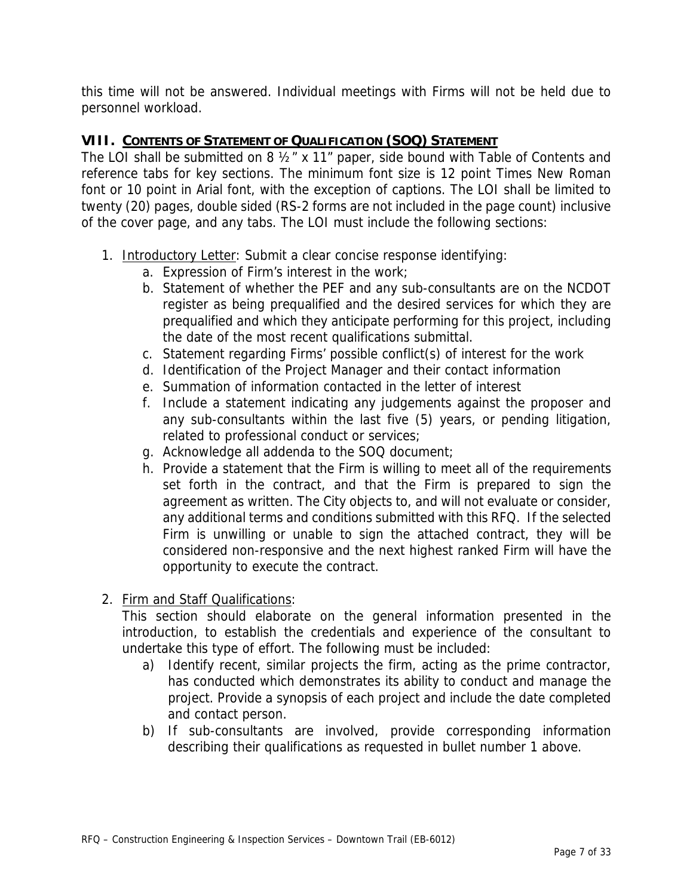this time will not be answered. Individual meetings with Firms will not be held due to personnel workload.

## VIII. CONTENTS OF STATEMENT OF QUALIFICATION (SOQ) STATEMENT

The LOI shall be submitted on 8 ½ " x 11" paper, side bound with Table of Contents and reference tabs for key sections. The minimum font size is 12 point Times New Roman font or 10 point in Arial font, with the exception of captions. The LOI shall be limited to twenty (20) pages, double sided (RS-2 forms are not included in the page count) inclusive of the cover page, and any tabs. The LOI must include the following sections:

1. Introductory Letter: Submit a clear concise response identifying:
    a. Expression of Firm's interest in the work;
    b. Statement of whether the PEF and any sub-consultants are on the NCDOT register as being prequalified and the desired services for which they are prequalified and which they anticipate performing for this project, including the date of the most recent qualifications submittal.
    c. Statement regarding Firms' possible conflict(s) of interest for the work
    d. Identification of the Project Manager and their contact information
    e. Summation of information contacted in the letter of interest
    f. Include a statement indicating any judgements against the proposer and any sub-consultants within the last five (5) years, or pending litigation, related to professional conduct or services;
    g. Acknowledge all addenda to the SOQ document;
    h. Provide a statement that the Firm is willing to meet all of the requirements set forth in the contract, and that the Firm is prepared to sign the agreement as written. The City objects to, and will not evaluate or consider, any additional terms and conditions submitted with this RFQ. If the selected Firm is unwilling or unable to sign the attached contract, they will be considered non-responsive and the next highest ranked Firm will have the opportunity to execute the contract.

2. Firm and Staff Qualifications:

    This section should elaborate on the general information presented in the introduction, to establish the credentials and experience of the consultant to undertake this type of effort. The following must be included:

    a) Identify recent, similar projects the firm, acting as the prime contractor, has conducted which demonstrates its ability to conduct and manage the project. Provide a synopsis of each project and include the date completed and contact person.
    b) If sub-consultants are involved, provide corresponding information describing their qualifications as requested in bullet number 1 above.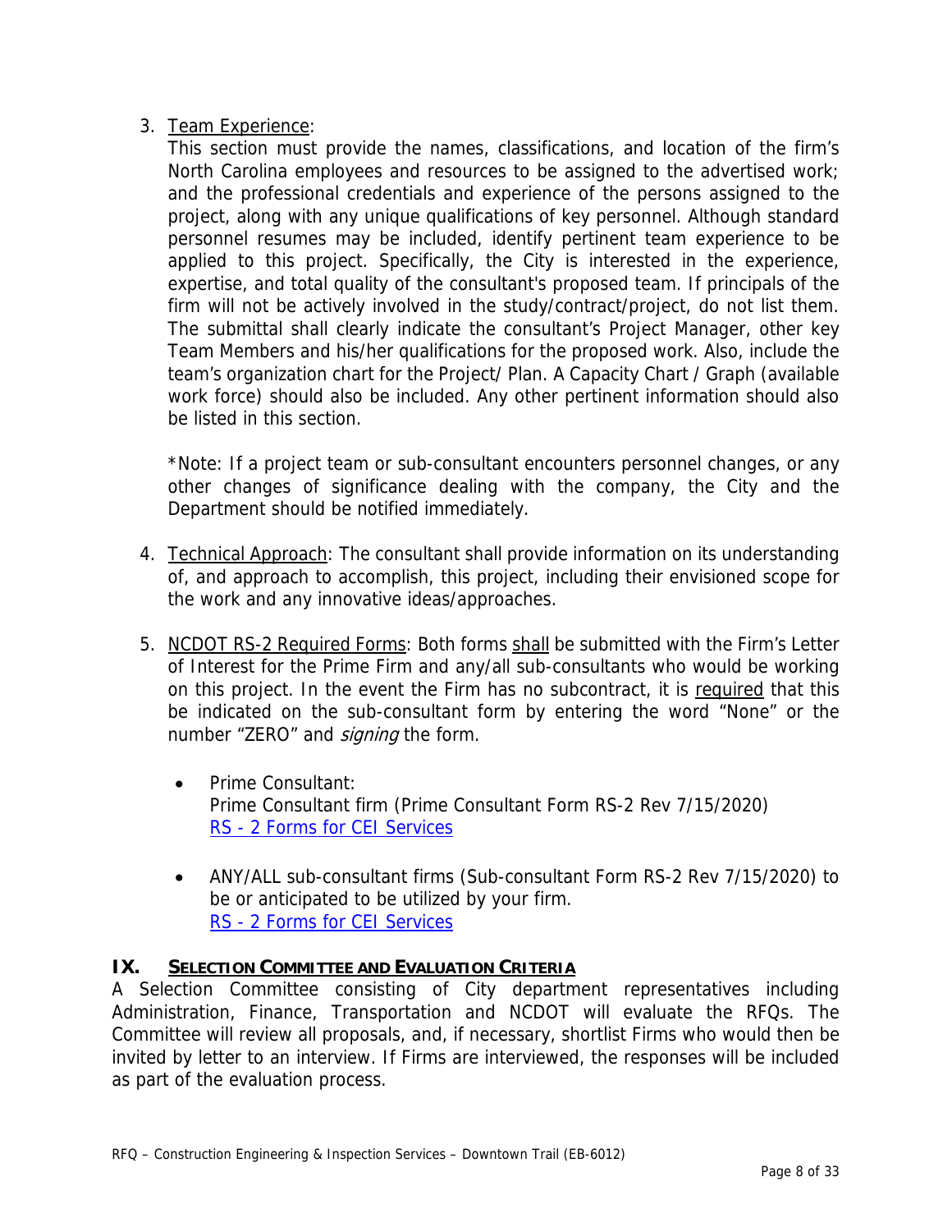3. <u>Team Experience</u>:

   This section must provide the names, classifications, and location of the firm's North Carolina employees and resources to be assigned to the advertised work; and the professional credentials and experience of the persons assigned to the project, along with any unique qualifications of key personnel. Although standard personnel resumes may be included, identify pertinent team experience to be applied to this project. Specifically, the City is interested in the experience, expertise, and total quality of the consultant's proposed team. If principals of the firm will not be actively involved in the study/contract/project, do not list them. The submittal shall clearly indicate the consultant's Project Manager, other key Team Members and his/her qualifications for the proposed work. Also, include the team's organization chart for the Project/ Plan. A Capacity Chart / Graph (available work force) should also be included. Any other pertinent information should also be listed in this section.

   *Note: If a project team or sub-consultant encounters personnel changes, or any other changes of significance dealing with the company, the City and the Department should be notified immediately.

4. <u>Technical Approach</u>: The consultant shall provide information on its understanding of, and approach to accomplish, this project, including their envisioned scope for the work and any innovative ideas/approaches.

5. <u>NCDOT RS-2 Required Forms</u>: Both forms <u>shall</u> be submitted with the Firm's Letter of Interest for the Prime Firm and any/all sub-consultants who would be working on this project. In the event the Firm has no subcontract, it is <u>required</u> that this be indicated on the sub-consultant form by entering the word "None" or the number "ZERO" and *signing* the form.

   - Prime Consultant:
     Prime Consultant firm (Prime Consultant Form RS-2 Rev 7/15/2020)
     [RS - 2 Forms for CEI Services]

   - ANY/ALL sub-consultant firms (Sub-consultant Form RS-2 Rev 7/15/2020) to be or anticipated to be utilized by your firm.
     [RS - 2 Forms for CEI Services]

## IX. SELECTION COMMITTEE AND EVALUATION CRITERIA

A Selection Committee consisting of City department representatives including Administration, Finance, Transportation and NCDOT will evaluate the RFQs. The Committee will review all proposals, and, if necessary, shortlist Firms who would then be invited by letter to an interview. If Firms are interviewed, the responses will be included as part of the evaluation process.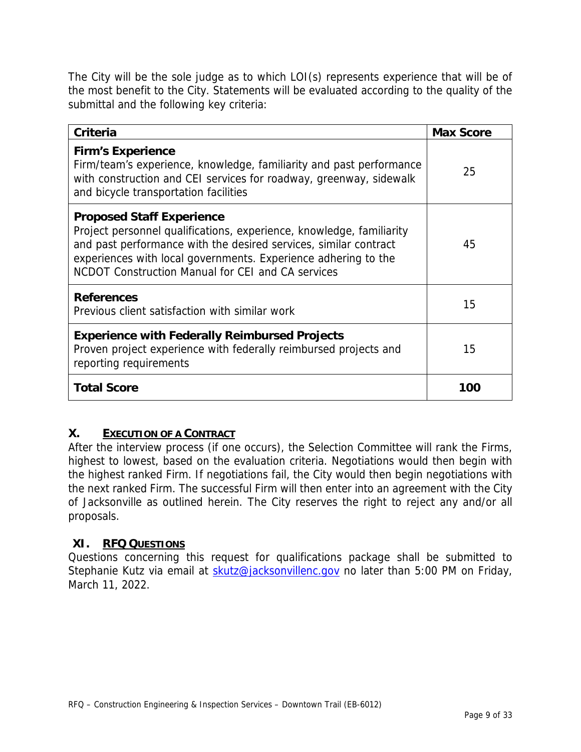The City will be the sole judge as to which LOI(s) represents experience that will be of the most benefit to the City. Statements will be evaluated according to the quality of the submittal and the following key criteria:

| Criteria | Max Score |
|---|---|
| **Firm's Experience**<br>Firm/team's experience, knowledge, familiarity and past performance with construction and CEI services for roadway, greenway, sidewalk and bicycle transportation facilities | 25 |
| **Proposed Staff Experience**<br>Project personnel qualifications, experience, knowledge, familiarity and past performance with the desired services, similar contract experiences with local governments. Experience adhering to the NCDOT Construction Manual for CEI and CA services | 45 |
| **References**<br>Previous client satisfaction with similar work | 15 |
| **Experience with Federally Reimbursed Projects**<br>Proven project experience with federally reimbursed projects and reporting requirements | 15 |
| **Total Score** | **100** |

## X. EXECUTION OF A CONTRACT

After the interview process (if one occurs), the Selection Committee will rank the Firms, highest to lowest, based on the evaluation criteria. Negotiations would then begin with the highest ranked Firm. If negotiations fail, the City would then begin negotiations with the next ranked Firm. The successful Firm will then enter into an agreement with the City of Jacksonville as outlined herein. The City reserves the right to reject any and/or all proposals.

## XI. RFQ QUESTIONS

Questions concerning this request for qualifications package shall be submitted to Stephanie Kutz via email at skutz@jacksonvillenc.gov no later than 5:00 PM on Friday, March 11, 2022.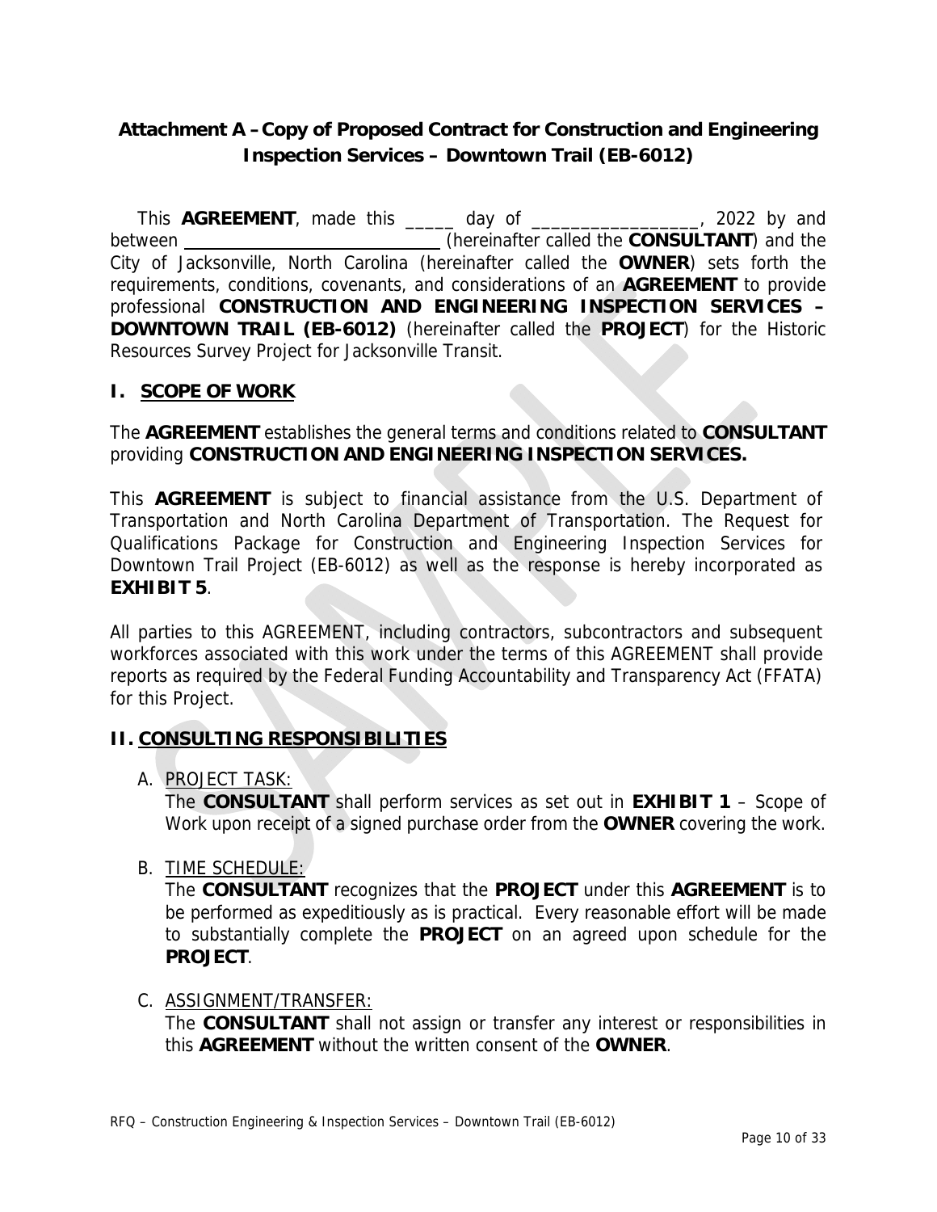## Attachment A – Copy of Proposed Contract for Construction and Engineering Inspection Services – Downtown Trail (EB-6012)

This **AGREEMENT**, made this _____ day of _________________, 2022 by and between ____________________________ (hereinafter called the **CONSULTANT**) and the City of Jacksonville, North Carolina (hereinafter called the **OWNER**) sets forth the requirements, conditions, covenants, and considerations of an **AGREEMENT** to provide professional **CONSTRUCTION AND ENGINEERING INSPECTION SERVICES – DOWNTOWN TRAIL (EB-6012)** (hereinafter called the **PROJECT**) for the Historic Resources Survey Project for Jacksonville Transit.

### I. SCOPE OF WORK

The **AGREEMENT** establishes the general terms and conditions related to **CONSULTANT** providing **CONSTRUCTION AND ENGINEERING INSPECTION SERVICES.**

This **AGREEMENT** is subject to financial assistance from the U.S. Department of Transportation and North Carolina Department of Transportation. The Request for Qualifications Package for Construction and Engineering Inspection Services for Downtown Trail Project (EB-6012) as well as the response is hereby incorporated as **EXHIBIT 5**.

All parties to this AGREEMENT, including contractors, subcontractors and subsequent workforces associated with this work under the terms of this AGREEMENT shall provide reports as required by the Federal Funding Accountability and Transparency Act (FFATA) for this Project.

### II. CONSULTING RESPONSIBILITIES

A. PROJECT TASK:
The **CONSULTANT** shall perform services as set out in **EXHIBIT 1** – Scope of Work upon receipt of a signed purchase order from the **OWNER** covering the work.

B. TIME SCHEDULE:
The **CONSULTANT** recognizes that the **PROJECT** under this **AGREEMENT** is to be performed as expeditiously as is practical. Every reasonable effort will be made to substantially complete the **PROJECT** on an agreed upon schedule for the **PROJECT**.

C. ASSIGNMENT/TRANSFER:
The **CONSULTANT** shall not assign or transfer any interest or responsibilities in this **AGREEMENT** without the written consent of the **OWNER**.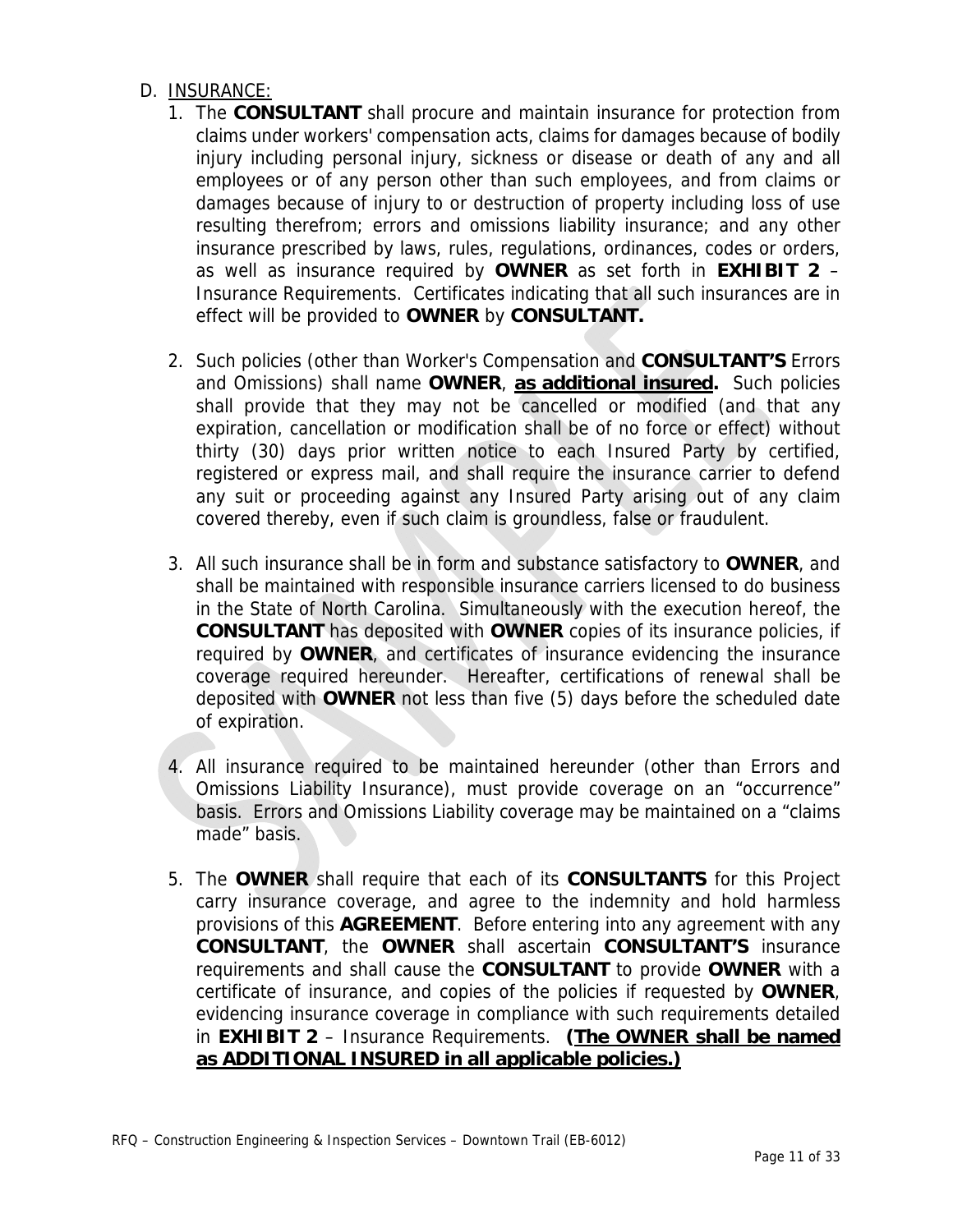D. INSURANCE:

1. The **CONSULTANT** shall procure and maintain insurance for protection from claims under workers' compensation acts, claims for damages because of bodily injury including personal injury, sickness or disease or death of any and all employees or of any person other than such employees, and from claims or damages because of injury to or destruction of property including loss of use resulting therefrom; errors and omissions liability insurance; and any other insurance prescribed by laws, rules, regulations, ordinances, codes or orders, as well as insurance required by **OWNER** as set forth in **EXHIBIT 2** – Insurance Requirements. Certificates indicating that all such insurances are in effect will be provided to **OWNER** by **CONSULTANT.**

2. Such policies (other than Worker's Compensation and **CONSULTANT'S** Errors and Omissions) shall name **OWNER**, **as additional insured.** Such policies shall provide that they may not be cancelled or modified (and that any expiration, cancellation or modification shall be of no force or effect) without thirty (30) days prior written notice to each Insured Party by certified, registered or express mail, and shall require the insurance carrier to defend any suit or proceeding against any Insured Party arising out of any claim covered thereby, even if such claim is groundless, false or fraudulent.

3. All such insurance shall be in form and substance satisfactory to **OWNER**, and shall be maintained with responsible insurance carriers licensed to do business in the State of North Carolina. Simultaneously with the execution hereof, the **CONSULTANT** has deposited with **OWNER** copies of its insurance policies, if required by **OWNER**, and certificates of insurance evidencing the insurance coverage required hereunder. Hereafter, certifications of renewal shall be deposited with **OWNER** not less than five (5) days before the scheduled date of expiration.

4. All insurance required to be maintained hereunder (other than Errors and Omissions Liability Insurance), must provide coverage on an "occurrence" basis. Errors and Omissions Liability coverage may be maintained on a "claims made" basis.

5. The **OWNER** shall require that each of its **CONSULTANTS** for this Project carry insurance coverage, and agree to the indemnity and hold harmless provisions of this **AGREEMENT**. Before entering into any agreement with any **CONSULTANT**, the **OWNER** shall ascertain **CONSULTANT'S** insurance requirements and shall cause the **CONSULTANT** to provide **OWNER** with a certificate of insurance, and copies of the policies if requested by **OWNER**, evidencing insurance coverage in compliance with such requirements detailed in **EXHIBIT 2** – Insurance Requirements. **(The OWNER shall be named as ADDITIONAL INSURED in all applicable policies.)**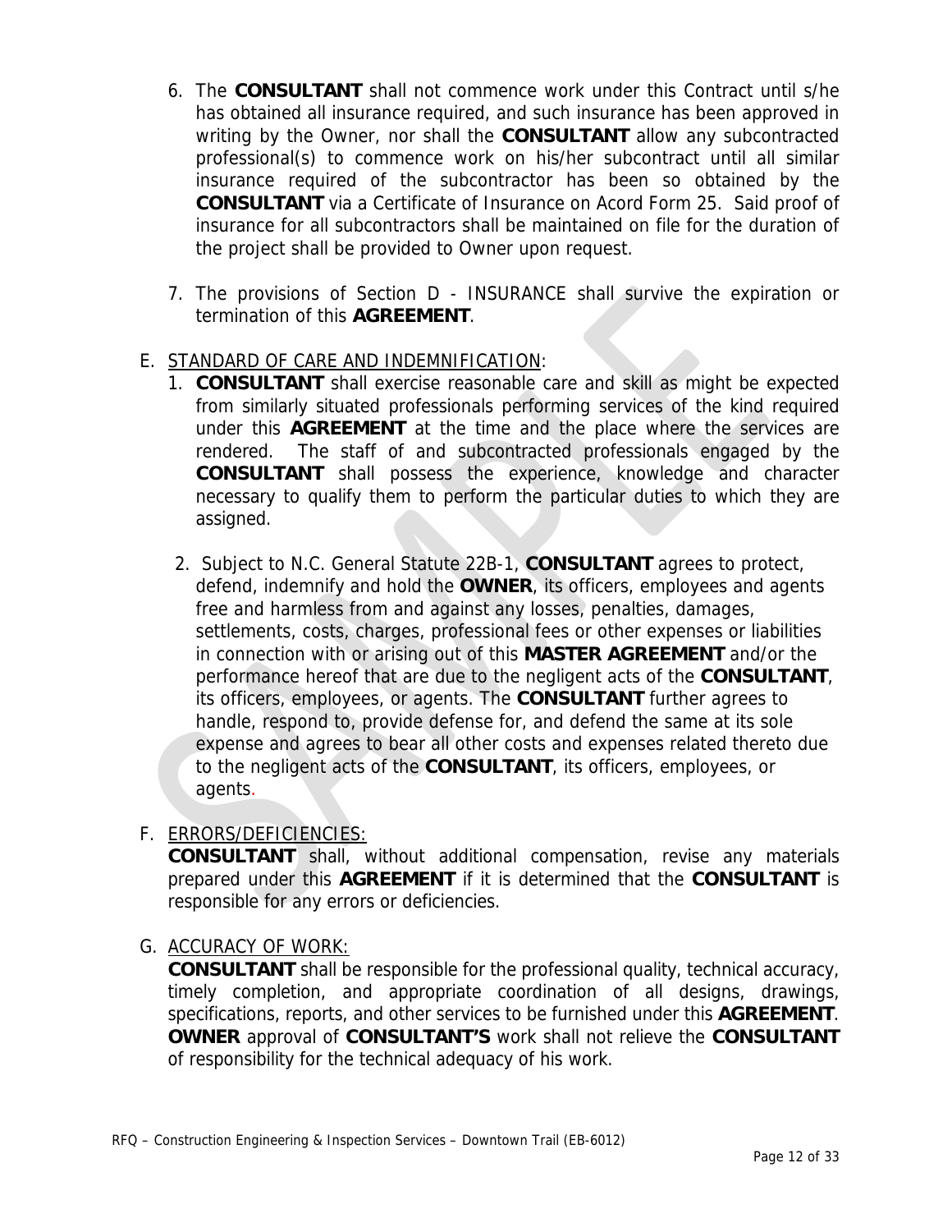6. The **CONSULTANT** shall not commence work under this Contract until s/he has obtained all insurance required, and such insurance has been approved in writing by the Owner, nor shall the **CONSULTANT** allow any subcontracted professional(s) to commence work on his/her subcontract until all similar insurance required of the subcontractor has been so obtained by the **CONSULTANT** via a Certificate of Insurance on Acord Form 25. Said proof of insurance for all subcontractors shall be maintained on file for the duration of the project shall be provided to Owner upon request.

7. The provisions of Section D - INSURANCE shall survive the expiration or termination of this **AGREEMENT**.

E. STANDARD OF CARE AND INDEMNIFICATION:

1. **CONSULTANT** shall exercise reasonable care and skill as might be expected from similarly situated professionals performing services of the kind required under this **AGREEMENT** at the time and the place where the services are rendered. The staff of and subcontracted professionals engaged by the **CONSULTANT** shall possess the experience, knowledge and character necessary to qualify them to perform the particular duties to which they are assigned.

2. Subject to N.C. General Statute 22B-1, **CONSULTANT** agrees to protect, defend, indemnify and hold the **OWNER**, its officers, employees and agents free and harmless from and against any losses, penalties, damages, settlements, costs, charges, professional fees or other expenses or liabilities in connection with or arising out of this **MASTER AGREEMENT** and/or the performance hereof that are due to the negligent acts of the **CONSULTANT**, its officers, employees, or agents. The **CONSULTANT** further agrees to handle, respond to, provide defense for, and defend the same at its sole expense and agrees to bear all other costs and expenses related thereto due to the negligent acts of the **CONSULTANT**, its officers, employees, or agents.

F. ERRORS/DEFICIENCIES:

**CONSULTANT** shall, without additional compensation, revise any materials prepared under this **AGREEMENT** if it is determined that the **CONSULTANT** is responsible for any errors or deficiencies.

G. ACCURACY OF WORK:

**CONSULTANT** shall be responsible for the professional quality, technical accuracy, timely completion, and appropriate coordination of all designs, drawings, specifications, reports, and other services to be furnished under this **AGREEMENT**. **OWNER** approval of **CONSULTANT'S** work shall not relieve the **CONSULTANT** of responsibility for the technical adequacy of his work.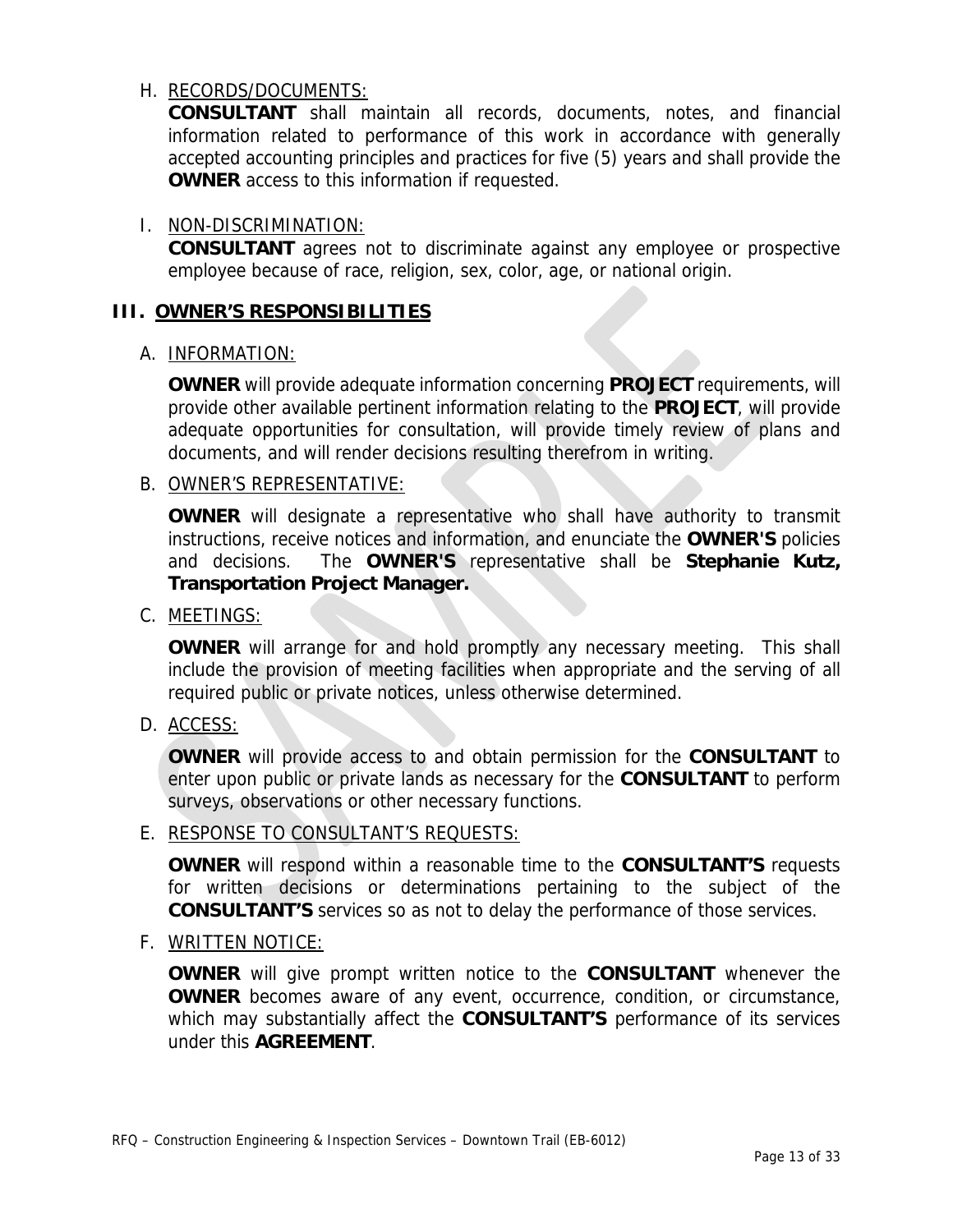H. <u>RECORDS/DOCUMENTS:</u>

**CONSULTANT** shall maintain all records, documents, notes, and financial information related to performance of this work in accordance with generally accepted accounting principles and practices for five (5) years and shall provide the **OWNER** access to this information if requested.

I. <u>NON-DISCRIMINATION:</u>

**CONSULTANT** agrees not to discriminate against any employee or prospective employee because of race, religion, sex, color, age, or national origin.

## III. OWNER'S RESPONSIBILITIES

A. <u>INFORMATION:</u>

**OWNER** will provide adequate information concerning **PROJECT** requirements, will provide other available pertinent information relating to the **PROJECT**, will provide adequate opportunities for consultation, will provide timely review of plans and documents, and will render decisions resulting therefrom in writing.

B. <u>OWNER'S REPRESENTATIVE:</u>

**OWNER** will designate a representative who shall have authority to transmit instructions, receive notices and information, and enunciate the **OWNER'S** policies and decisions. The **OWNER'S** representative shall be **Stephanie Kutz, Transportation Project Manager.**

C. <u>MEETINGS:</u>

**OWNER** will arrange for and hold promptly any necessary meeting. This shall include the provision of meeting facilities when appropriate and the serving of all required public or private notices, unless otherwise determined.

D. <u>ACCESS:</u>

**OWNER** will provide access to and obtain permission for the **CONSULTANT** to enter upon public or private lands as necessary for the **CONSULTANT** to perform surveys, observations or other necessary functions.

E. <u>RESPONSE TO CONSULTANT'S REQUESTS:</u>

**OWNER** will respond within a reasonable time to the **CONSULTANT'S** requests for written decisions or determinations pertaining to the subject of the **CONSULTANT'S** services so as not to delay the performance of those services.

F. <u>WRITTEN NOTICE:</u>

**OWNER** will give prompt written notice to the **CONSULTANT** whenever the **OWNER** becomes aware of any event, occurrence, condition, or circumstance, which may substantially affect the **CONSULTANT'S** performance of its services under this **AGREEMENT**.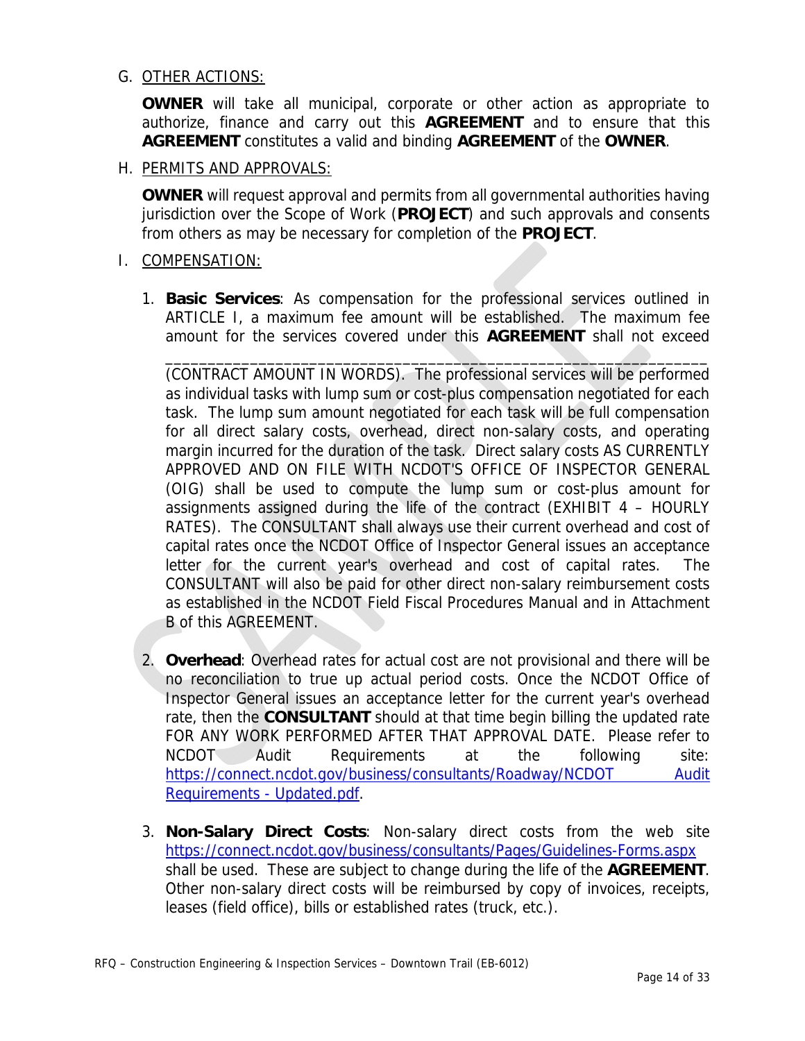G. <u>OTHER ACTIONS:</u>

**OWNER** will take all municipal, corporate or other action as appropriate to authorize, finance and carry out this **AGREEMENT** and to ensure that this **AGREEMENT** constitutes a valid and binding **AGREEMENT** of the **OWNER**.

H. <u>PERMITS AND APPROVALS:</u>

**OWNER** will request approval and permits from all governmental authorities having jurisdiction over the Scope of Work (**PROJECT**) and such approvals and consents from others as may be necessary for completion of the **PROJECT**.

I. <u>COMPENSATION:</u>

1. **Basic Services**: As compensation for the professional services outlined in ARTICLE I, a maximum fee amount will be established. The maximum fee amount for the services covered under this **AGREEMENT** shall not exceed

   _______________________________________________________________ (CONTRACT AMOUNT IN WORDS). The professional services will be performed as individual tasks with lump sum or cost-plus compensation negotiated for each task. The lump sum amount negotiated for each task will be full compensation for all direct salary costs, overhead, direct non-salary costs, and operating margin incurred for the duration of the task. Direct salary costs AS CURRENTLY APPROVED AND ON FILE WITH NCDOT'S OFFICE OF INSPECTOR GENERAL (OIG) shall be used to compute the lump sum or cost-plus amount for assignments assigned during the life of the contract (EXHIBIT 4 – HOURLY RATES). The CONSULTANT shall always use their current overhead and cost of capital rates once the NCDOT Office of Inspector General issues an acceptance letter for the current year's overhead and cost of capital rates. The CONSULTANT will also be paid for other direct non-salary reimbursement costs as established in the NCDOT Field Fiscal Procedures Manual and in Attachment B of this AGREEMENT.

2. **Overhead**: Overhead rates for actual cost are not provisional and there will be no reconciliation to true up actual period costs. Once the NCDOT Office of Inspector General issues an acceptance letter for the current year's overhead rate, then the **CONSULTANT** should at that time begin billing the updated rate FOR ANY WORK PERFORMED AFTER THAT APPROVAL DATE. Please refer to NCDOT Audit Requirements at the following site: https://connect.ncdot.gov/business/consultants/Roadway/NCDOT Audit Requirements - Updated.pdf.

3. **Non-Salary Direct Costs**: Non-salary direct costs from the web site https://connect.ncdot.gov/business/consultants/Pages/Guidelines-Forms.aspx shall be used. These are subject to change during the life of the **AGREEMENT**. Other non-salary direct costs will be reimbursed by copy of invoices, receipts, leases (field office), bills or established rates (truck, etc.).

RFQ – Construction Engineering & Inspection Services – Downtown Trail (EB-6012)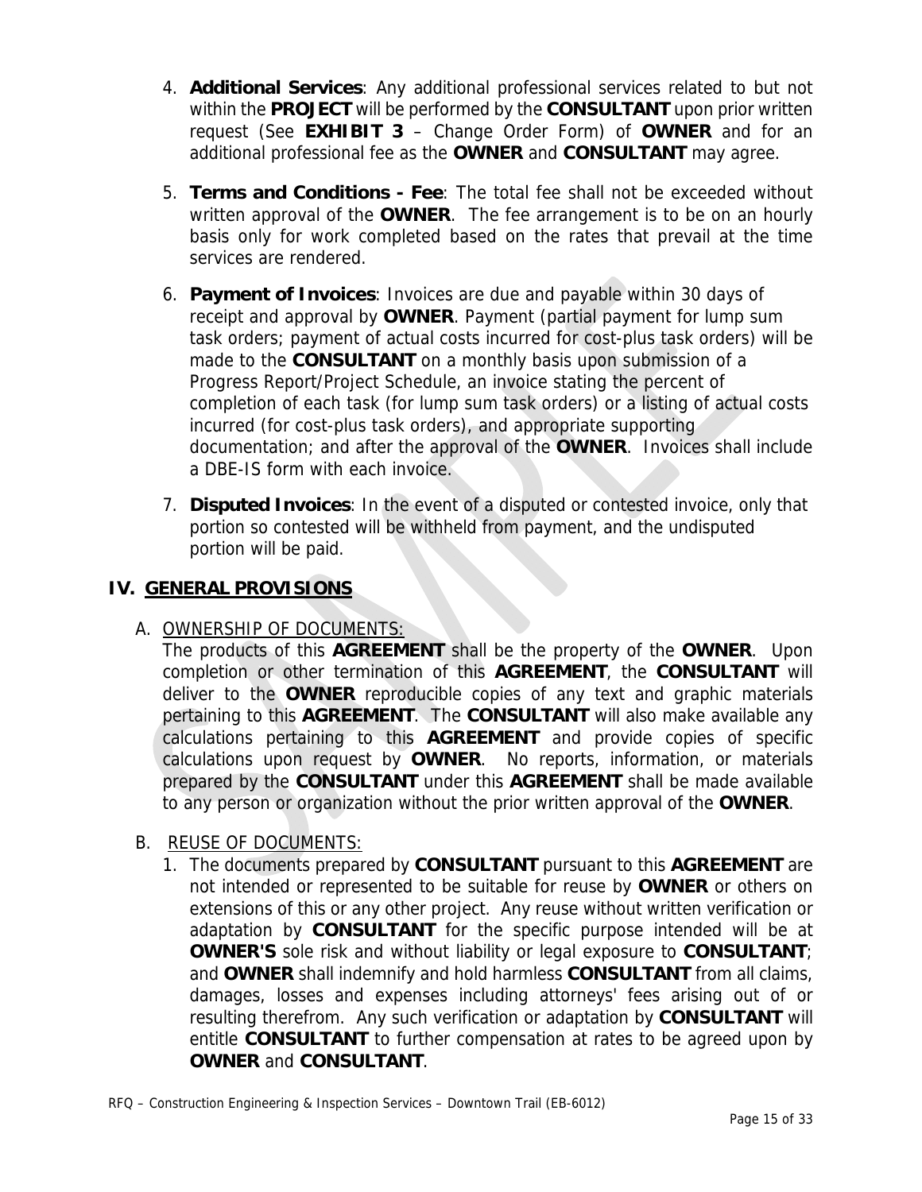4. **Additional Services**: Any additional professional services related to but not within the **PROJECT** will be performed by the **CONSULTANT** upon prior written request (See **EXHIBIT 3** – Change Order Form) of **OWNER** and for an additional professional fee as the **OWNER** and **CONSULTANT** may agree.

5. **Terms and Conditions - Fee**: The total fee shall not be exceeded without written approval of the **OWNER**. The fee arrangement is to be on an hourly basis only for work completed based on the rates that prevail at the time services are rendered.

6. **Payment of Invoices**: Invoices are due and payable within 30 days of receipt and approval by **OWNER**. Payment (partial payment for lump sum task orders; payment of actual costs incurred for cost-plus task orders) will be made to the **CONSULTANT** on a monthly basis upon submission of a Progress Report/Project Schedule, an invoice stating the percent of completion of each task (for lump sum task orders) or a listing of actual costs incurred (for cost-plus task orders), and appropriate supporting documentation; and after the approval of the **OWNER**. Invoices shall include a DBE-IS form with each invoice.

7. **Disputed Invoices**: In the event of a disputed or contested invoice, only that portion so contested will be withheld from payment, and the undisputed portion will be paid.

## IV. GENERAL PROVISIONS

A. OWNERSHIP OF DOCUMENTS:

The products of this **AGREEMENT** shall be the property of the **OWNER**. Upon completion or other termination of this **AGREEMENT**, the **CONSULTANT** will deliver to the **OWNER** reproducible copies of any text and graphic materials pertaining to this **AGREEMENT**. The **CONSULTANT** will also make available any calculations pertaining to this **AGREEMENT** and provide copies of specific calculations upon request by **OWNER**. No reports, information, or materials prepared by the **CONSULTANT** under this **AGREEMENT** shall be made available to any person or organization without the prior written approval of the **OWNER**.

B. REUSE OF DOCUMENTS:

1. The documents prepared by **CONSULTANT** pursuant to this **AGREEMENT** are not intended or represented to be suitable for reuse by **OWNER** or others on extensions of this or any other project. Any reuse without written verification or adaptation by **CONSULTANT** for the specific purpose intended will be at **OWNER'S** sole risk and without liability or legal exposure to **CONSULTANT**; and **OWNER** shall indemnify and hold harmless **CONSULTANT** from all claims, damages, losses and expenses including attorneys' fees arising out of or resulting therefrom. Any such verification or adaptation by **CONSULTANT** will entitle **CONSULTANT** to further compensation at rates to be agreed upon by **OWNER** and **CONSULTANT**.

RFQ – Construction Engineering & Inspection Services – Downtown Trail (EB-6012)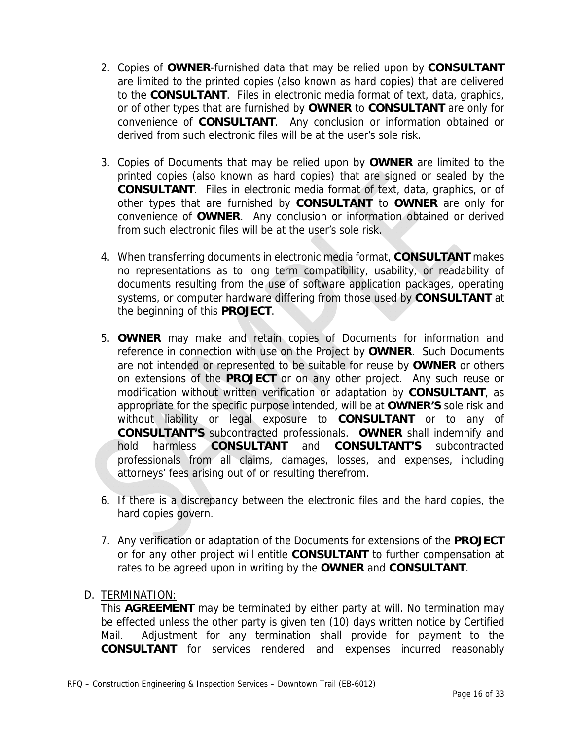2. Copies of **OWNER**-furnished data that may be relied upon by **CONSULTANT** are limited to the printed copies (also known as hard copies) that are delivered to the **CONSULTANT**. Files in electronic media format of text, data, graphics, or of other types that are furnished by **OWNER** to **CONSULTANT** are only for convenience of **CONSULTANT**. Any conclusion or information obtained or derived from such electronic files will be at the user's sole risk.

3. Copies of Documents that may be relied upon by **OWNER** are limited to the printed copies (also known as hard copies) that are signed or sealed by the **CONSULTANT**. Files in electronic media format of text, data, graphics, or of other types that are furnished by **CONSULTANT** to **OWNER** are only for convenience of **OWNER**. Any conclusion or information obtained or derived from such electronic files will be at the user's sole risk.

4. When transferring documents in electronic media format, **CONSULTANT** makes no representations as to long term compatibility, usability, or readability of documents resulting from the use of software application packages, operating systems, or computer hardware differing from those used by **CONSULTANT** at the beginning of this **PROJECT**.

5. **OWNER** may make and retain copies of Documents for information and reference in connection with use on the Project by **OWNER**. Such Documents are not intended or represented to be suitable for reuse by **OWNER** or others on extensions of the **PROJECT** or on any other project. Any such reuse or modification without written verification or adaptation by **CONSULTANT**, as appropriate for the specific purpose intended, will be at **OWNER'S** sole risk and without liability or legal exposure to **CONSULTANT** or to any of **CONSULTANT'S** subcontracted professionals. **OWNER** shall indemnify and hold harmless **CONSULTANT** and **CONSULTANT'S** subcontracted professionals from all claims, damages, losses, and expenses, including attorneys' fees arising out of or resulting therefrom.

6. If there is a discrepancy between the electronic files and the hard copies, the hard copies govern.

7. Any verification or adaptation of the Documents for extensions of the **PROJECT** or for any other project will entitle **CONSULTANT** to further compensation at rates to be agreed upon in writing by the **OWNER** and **CONSULTANT**.

D. <u>TERMINATION:</u>

This **AGREEMENT** may be terminated by either party at will. No termination may be effected unless the other party is given ten (10) days written notice by Certified Mail. Adjustment for any termination shall provide for payment to the **CONSULTANT** for services rendered and expenses incurred reasonably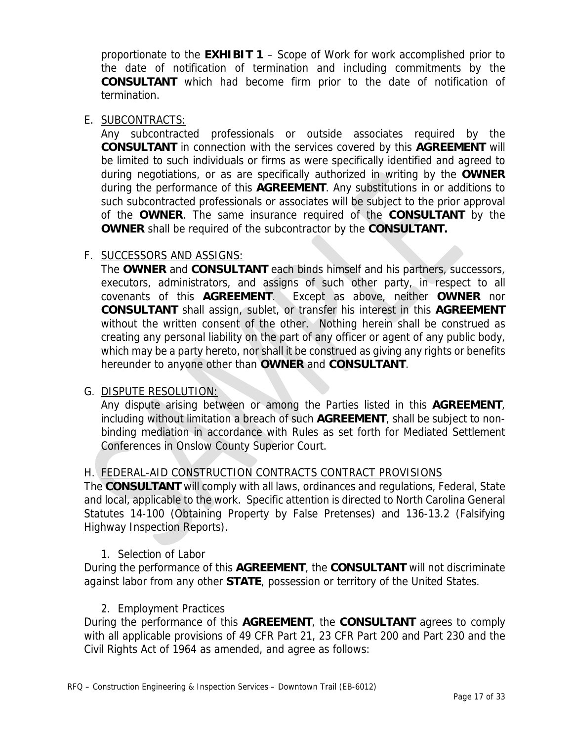proportionate to the **EXHIBIT 1** – Scope of Work for work accomplished prior to the date of notification of termination and including commitments by the **CONSULTANT** which had become firm prior to the date of notification of termination.

E. SUBCONTRACTS:

Any subcontracted professionals or outside associates required by the **CONSULTANT** in connection with the services covered by this **AGREEMENT** will be limited to such individuals or firms as were specifically identified and agreed to during negotiations, or as are specifically authorized in writing by the **OWNER** during the performance of this **AGREEMENT**. Any substitutions in or additions to such subcontracted professionals or associates will be subject to the prior approval of the **OWNER**. The same insurance required of the **CONSULTANT** by the **OWNER** shall be required of the subcontractor by the **CONSULTANT.**

F. SUCCESSORS AND ASSIGNS:

The **OWNER** and **CONSULTANT** each binds himself and his partners, successors, executors, administrators, and assigns of such other party, in respect to all covenants of this **AGREEMENT**. Except as above, neither **OWNER** nor **CONSULTANT** shall assign, sublet, or transfer his interest in this **AGREEMENT** without the written consent of the other. Nothing herein shall be construed as creating any personal liability on the part of any officer or agent of any public body, which may be a party hereto, nor shall it be construed as giving any rights or benefits hereunder to anyone other than **OWNER** and **CONSULTANT**.

G. DISPUTE RESOLUTION:

Any dispute arising between or among the Parties listed in this **AGREEMENT**, including without limitation a breach of such **AGREEMENT**, shall be subject to non-binding mediation in accordance with Rules as set forth for Mediated Settlement Conferences in Onslow County Superior Court.

H. FEDERAL-AID CONSTRUCTION CONTRACTS CONTRACT PROVISIONS

The **CONSULTANT** will comply with all laws, ordinances and regulations, Federal, State and local, applicable to the work. Specific attention is directed to North Carolina General Statutes 14-100 (Obtaining Property by False Pretenses) and 136-13.2 (Falsifying Highway Inspection Reports).

1. Selection of Labor

During the performance of this **AGREEMENT**, the **CONSULTANT** will not discriminate against labor from any other **STATE**, possession or territory of the United States.

2. Employment Practices

During the performance of this **AGREEMENT**, the **CONSULTANT** agrees to comply with all applicable provisions of 49 CFR Part 21, 23 CFR Part 200 and Part 230 and the Civil Rights Act of 1964 as amended, and agree as follows: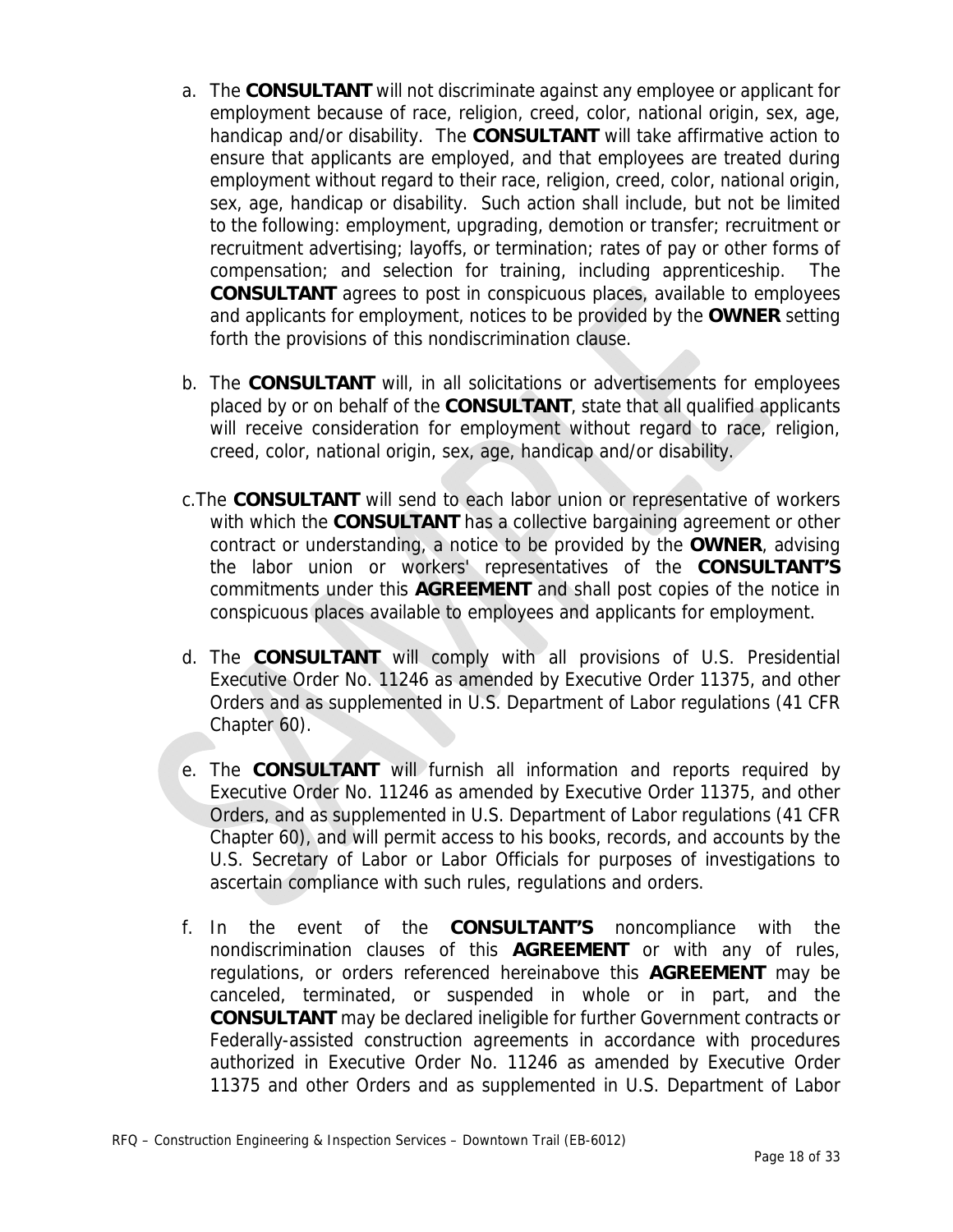a. The **CONSULTANT** will not discriminate against any employee or applicant for employment because of race, religion, creed, color, national origin, sex, age, handicap and/or disability. The **CONSULTANT** will take affirmative action to ensure that applicants are employed, and that employees are treated during employment without regard to their race, religion, creed, color, national origin, sex, age, handicap or disability. Such action shall include, but not be limited to the following: employment, upgrading, demotion or transfer; recruitment or recruitment advertising; layoffs, or termination; rates of pay or other forms of compensation; and selection for training, including apprenticeship. The **CONSULTANT** agrees to post in conspicuous places, available to employees and applicants for employment, notices to be provided by the **OWNER** setting forth the provisions of this nondiscrimination clause.

b. The **CONSULTANT** will, in all solicitations or advertisements for employees placed by or on behalf of the **CONSULTANT**, state that all qualified applicants will receive consideration for employment without regard to race, religion, creed, color, national origin, sex, age, handicap and/or disability.

c. The **CONSULTANT** will send to each labor union or representative of workers with which the **CONSULTANT** has a collective bargaining agreement or other contract or understanding, a notice to be provided by the **OWNER**, advising the labor union or workers' representatives of the **CONSULTANT'S** commitments under this **AGREEMENT** and shall post copies of the notice in conspicuous places available to employees and applicants for employment.

d. The **CONSULTANT** will comply with all provisions of U.S. Presidential Executive Order No. 11246 as amended by Executive Order 11375, and other Orders and as supplemented in U.S. Department of Labor regulations (41 CFR Chapter 60).

e. The **CONSULTANT** will furnish all information and reports required by Executive Order No. 11246 as amended by Executive Order 11375, and other Orders, and as supplemented in U.S. Department of Labor regulations (41 CFR Chapter 60), and will permit access to his books, records, and accounts by the U.S. Secretary of Labor or Labor Officials for purposes of investigations to ascertain compliance with such rules, regulations and orders.

f. In the event of the **CONSULTANT'S** noncompliance with the nondiscrimination clauses of this **AGREEMENT** or with any of rules, regulations, or orders referenced hereinabove this **AGREEMENT** may be canceled, terminated, or suspended in whole or in part, and the **CONSULTANT** may be declared ineligible for further Government contracts or Federally-assisted construction agreements in accordance with procedures authorized in Executive Order No. 11246 as amended by Executive Order 11375 and other Orders and as supplemented in U.S. Department of Labor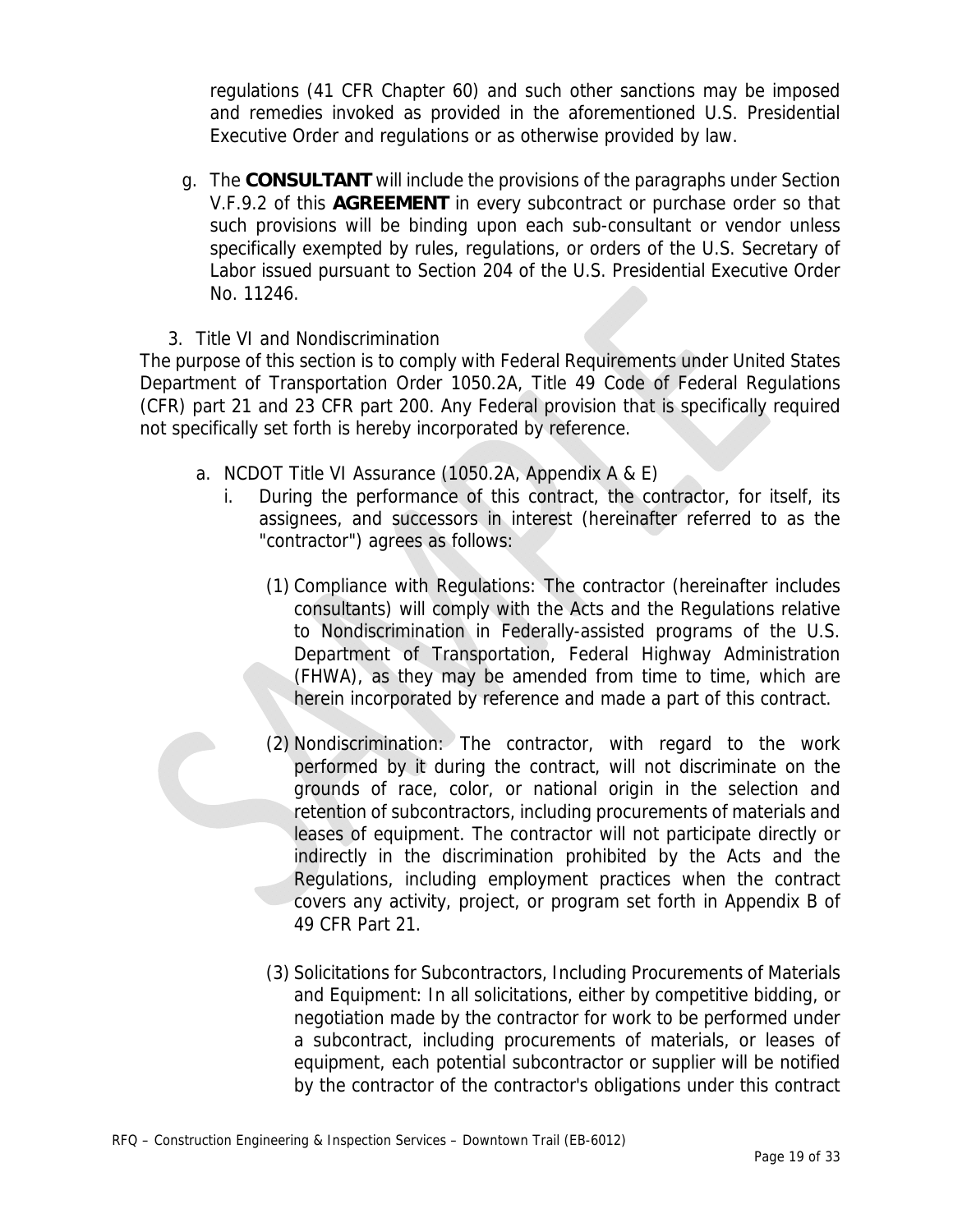regulations (41 CFR Chapter 60) and such other sanctions may be imposed and remedies invoked as provided in the aforementioned U.S. Presidential Executive Order and regulations or as otherwise provided by law.

g. The **CONSULTANT** will include the provisions of the paragraphs under Section V.F.9.2 of this **AGREEMENT** in every subcontract or purchase order so that such provisions will be binding upon each sub-consultant or vendor unless specifically exempted by rules, regulations, or orders of the U.S. Secretary of Labor issued pursuant to Section 204 of the U.S. Presidential Executive Order No. 11246.

3. Title VI and Nondiscrimination

The purpose of this section is to comply with Federal Requirements under United States Department of Transportation Order 1050.2A, Title 49 Code of Federal Regulations (CFR) part 21 and 23 CFR part 200. Any Federal provision that is specifically required not specifically set forth is hereby incorporated by reference.

a. NCDOT Title VI Assurance (1050.2A, Appendix A & E)

i. During the performance of this contract, the contractor, for itself, its assignees, and successors in interest (hereinafter referred to as the "contractor") agrees as follows:

(1) Compliance with Regulations: The contractor (hereinafter includes consultants) will comply with the Acts and the Regulations relative to Nondiscrimination in Federally-assisted programs of the U.S. Department of Transportation, Federal Highway Administration (FHWA), as they may be amended from time to time, which are herein incorporated by reference and made a part of this contract.

(2) Nondiscrimination: The contractor, with regard to the work performed by it during the contract, will not discriminate on the grounds of race, color, or national origin in the selection and retention of subcontractors, including procurements of materials and leases of equipment. The contractor will not participate directly or indirectly in the discrimination prohibited by the Acts and the Regulations, including employment practices when the contract covers any activity, project, or program set forth in Appendix B of 49 CFR Part 21.

(3) Solicitations for Subcontractors, Including Procurements of Materials and Equipment: In all solicitations, either by competitive bidding, or negotiation made by the contractor for work to be performed under a subcontract, including procurements of materials, or leases of equipment, each potential subcontractor or supplier will be notified by the contractor of the contractor's obligations under this contract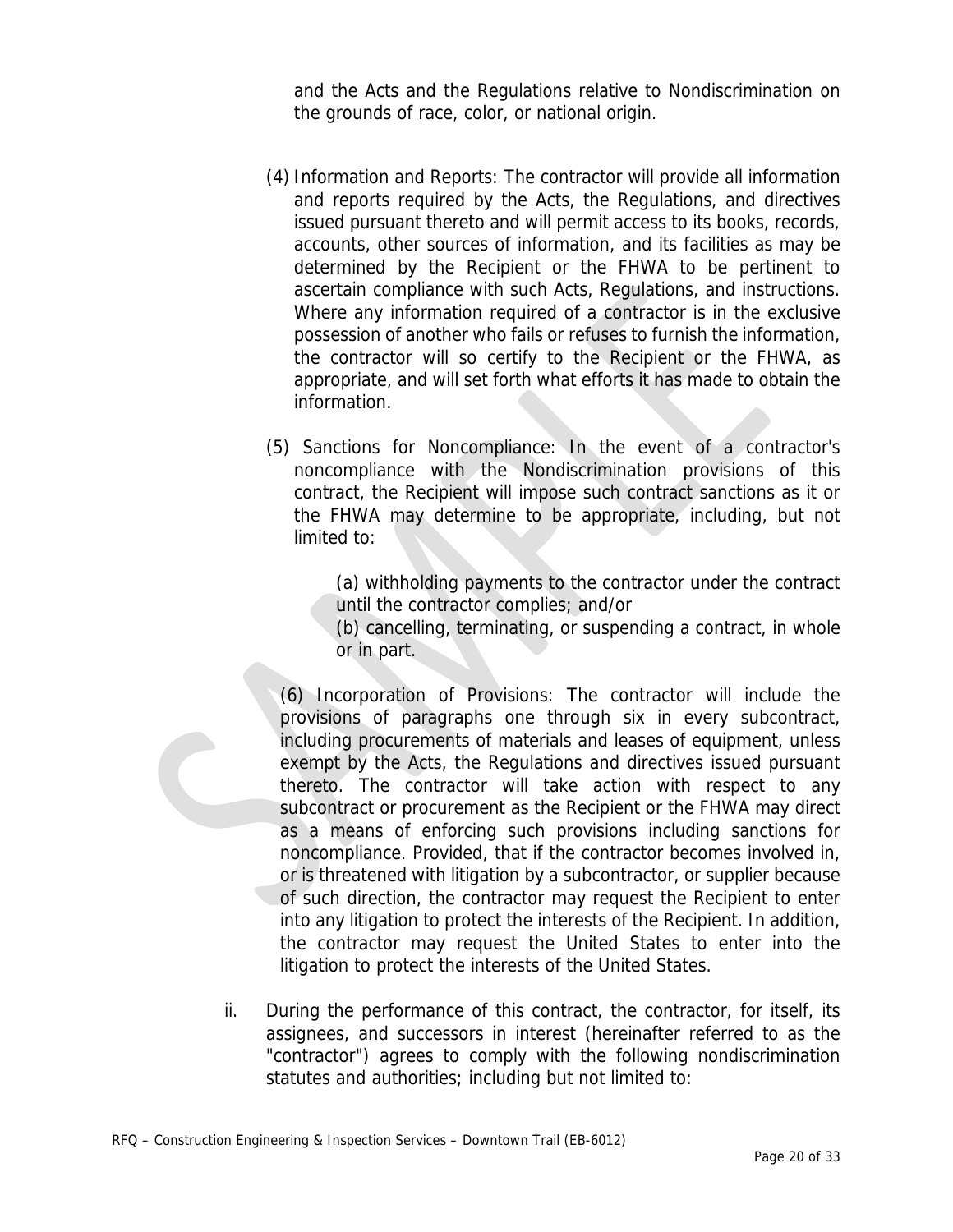and the Acts and the Regulations relative to Nondiscrimination on the grounds of race, color, or national origin.

(4) Information and Reports: The contractor will provide all information and reports required by the Acts, the Regulations, and directives issued pursuant thereto and will permit access to its books, records, accounts, other sources of information, and its facilities as may be determined by the Recipient or the FHWA to be pertinent to ascertain compliance with such Acts, Regulations, and instructions. Where any information required of a contractor is in the exclusive possession of another who fails or refuses to furnish the information, the contractor will so certify to the Recipient or the FHWA, as appropriate, and will set forth what efforts it has made to obtain the information.

(5) Sanctions for Noncompliance: In the event of a contractor's noncompliance with the Nondiscrimination provisions of this contract, the Recipient will impose such contract sanctions as it or the FHWA may determine to be appropriate, including, but not limited to:

> (a) withholding payments to the contractor under the contract until the contractor complies; and/or
> (b) cancelling, terminating, or suspending a contract, in whole or in part.

(6) Incorporation of Provisions: The contractor will include the provisions of paragraphs one through six in every subcontract, including procurements of materials and leases of equipment, unless exempt by the Acts, the Regulations and directives issued pursuant thereto. The contractor will take action with respect to any subcontract or procurement as the Recipient or the FHWA may direct as a means of enforcing such provisions including sanctions for noncompliance. Provided, that if the contractor becomes involved in, or is threatened with litigation by a subcontractor, or supplier because of such direction, the contractor may request the Recipient to enter into any litigation to protect the interests of the Recipient. In addition, the contractor may request the United States to enter into the litigation to protect the interests of the United States.

ii. During the performance of this contract, the contractor, for itself, its assignees, and successors in interest (hereinafter referred to as the "contractor") agrees to comply with the following nondiscrimination statutes and authorities; including but not limited to: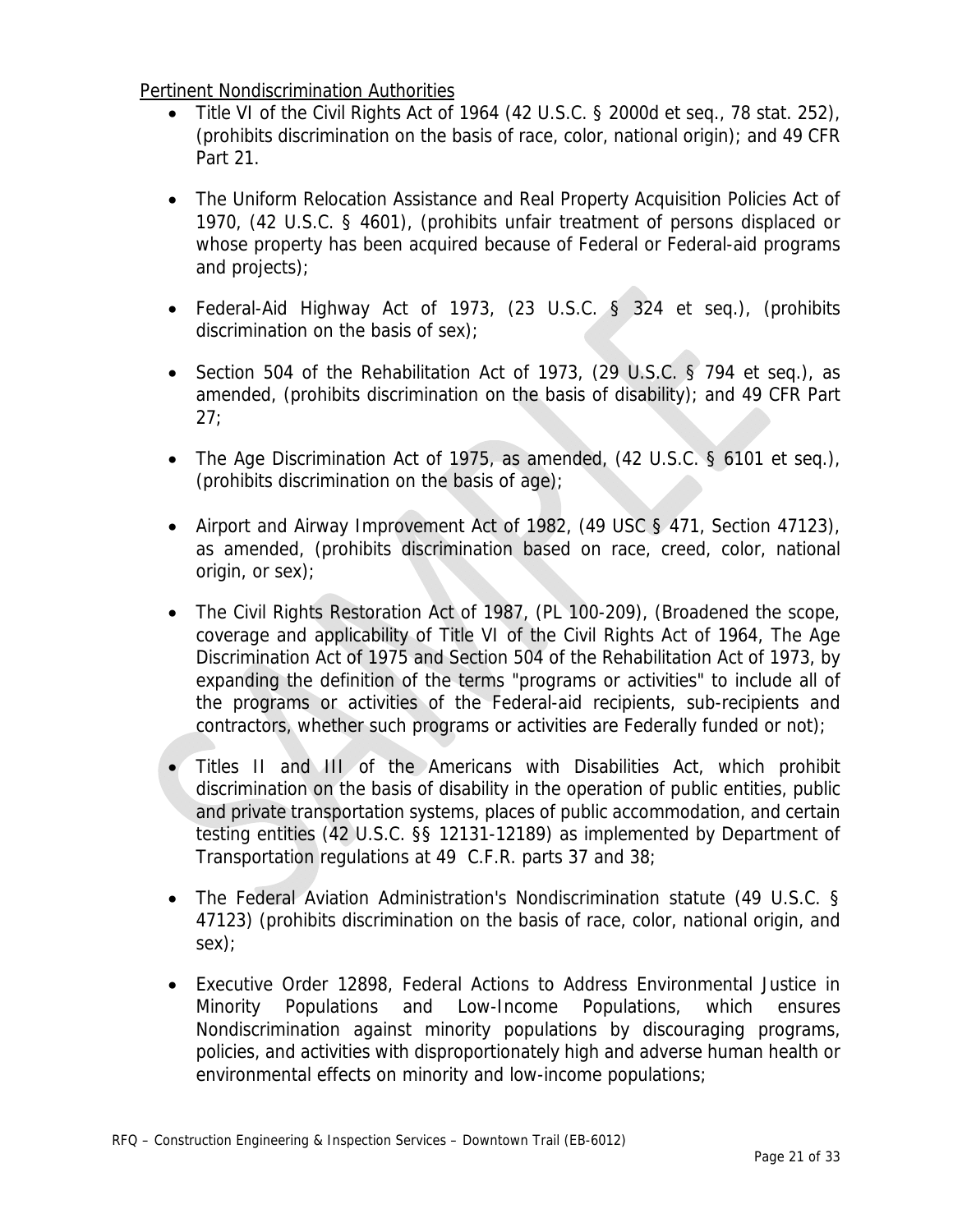Pertinent Nondiscrimination Authorities

- Title VI of the Civil Rights Act of 1964 (42 U.S.C. § 2000d et seq., 78 stat. 252), (prohibits discrimination on the basis of race, color, national origin); and 49 CFR Part 21.
- The Uniform Relocation Assistance and Real Property Acquisition Policies Act of 1970, (42 U.S.C. § 4601), (prohibits unfair treatment of persons displaced or whose property has been acquired because of Federal or Federal-aid programs and projects);
- Federal-Aid Highway Act of 1973, (23 U.S.C. § 324 et seq.), (prohibits discrimination on the basis of sex);
- Section 504 of the Rehabilitation Act of 1973, (29 U.S.C. § 794 et seq.), as amended, (prohibits discrimination on the basis of disability); and 49 CFR Part 27;
- The Age Discrimination Act of 1975, as amended, (42 U.S.C. § 6101 et seq.), (prohibits discrimination on the basis of age);
- Airport and Airway Improvement Act of 1982, (49 USC § 471, Section 47123), as amended, (prohibits discrimination based on race, creed, color, national origin, or sex);
- The Civil Rights Restoration Act of 1987, (PL 100-209), (Broadened the scope, coverage and applicability of Title VI of the Civil Rights Act of 1964, The Age Discrimination Act of 1975 and Section 504 of the Rehabilitation Act of 1973, by expanding the definition of the terms "programs or activities" to include all of the programs or activities of the Federal-aid recipients, sub-recipients and contractors, whether such programs or activities are Federally funded or not);
- Titles II and III of the Americans with Disabilities Act, which prohibit discrimination on the basis of disability in the operation of public entities, public and private transportation systems, places of public accommodation, and certain testing entities (42 U.S.C. §§ 12131-12189) as implemented by Department of Transportation regulations at 49 C.F.R. parts 37 and 38;
- The Federal Aviation Administration's Nondiscrimination statute (49 U.S.C. § 47123) (prohibits discrimination on the basis of race, color, national origin, and sex);
- Executive Order 12898, Federal Actions to Address Environmental Justice in Minority Populations and Low-Income Populations, which ensures Nondiscrimination against minority populations by discouraging programs, policies, and activities with disproportionately high and adverse human health or environmental effects on minority and low-income populations;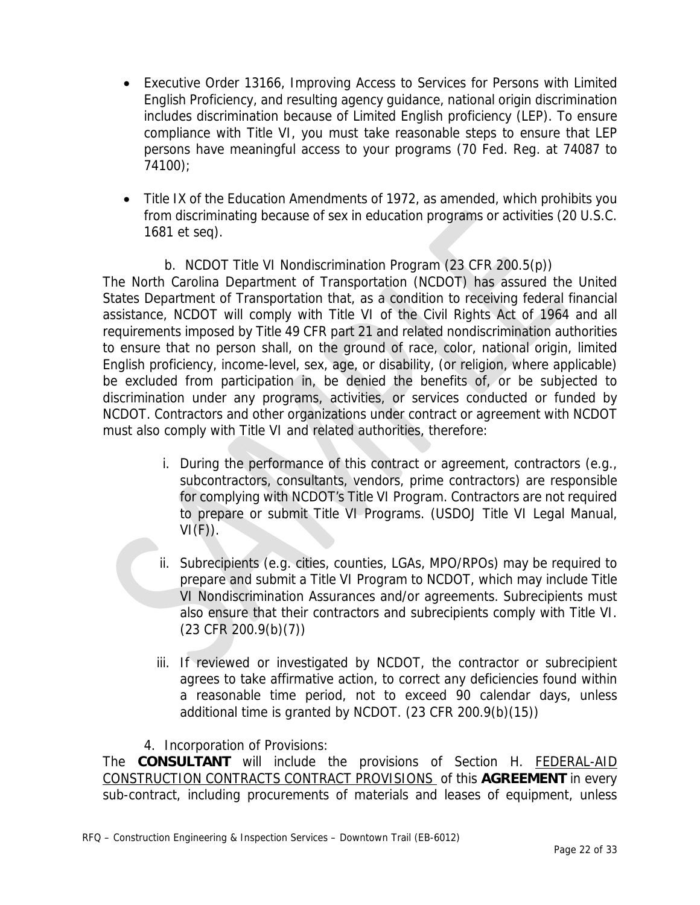- Executive Order 13166, Improving Access to Services for Persons with Limited English Proficiency, and resulting agency guidance, national origin discrimination includes discrimination because of Limited English proficiency (LEP). To ensure compliance with Title VI, you must take reasonable steps to ensure that LEP persons have meaningful access to your programs (70 Fed. Reg. at 74087 to 74100);

- Title IX of the Education Amendments of 1972, as amended, which prohibits you from discriminating because of sex in education programs or activities (20 U.S.C. 1681 et seq).

b. NCDOT Title VI Nondiscrimination Program (23 CFR 200.5(p))

The North Carolina Department of Transportation (NCDOT) has assured the United States Department of Transportation that, as a condition to receiving federal financial assistance, NCDOT will comply with Title VI of the Civil Rights Act of 1964 and all requirements imposed by Title 49 CFR part 21 and related nondiscrimination authorities to ensure that no person shall, on the ground of race, color, national origin, limited English proficiency, income-level, sex, age, or disability, (or religion, where applicable) be excluded from participation in, be denied the benefits of, or be subjected to discrimination under any programs, activities, or services conducted or funded by NCDOT. Contractors and other organizations under contract or agreement with NCDOT must also comply with Title VI and related authorities, therefore:

i. During the performance of this contract or agreement, contractors (e.g., subcontractors, consultants, vendors, prime contractors) are responsible for complying with NCDOT's Title VI Program. Contractors are not required to prepare or submit Title VI Programs. (USDOJ Title VI Legal Manual, VI(F)).

ii. Subrecipients (e.g. cities, counties, LGAs, MPO/RPOs) may be required to prepare and submit a Title VI Program to NCDOT, which may include Title VI Nondiscrimination Assurances and/or agreements. Subrecipients must also ensure that their contractors and subrecipients comply with Title VI. (23 CFR 200.9(b)(7))

iii. If reviewed or investigated by NCDOT, the contractor or subrecipient agrees to take affirmative action, to correct any deficiencies found within a reasonable time period, not to exceed 90 calendar days, unless additional time is granted by NCDOT. (23 CFR 200.9(b)(15))

4. Incorporation of Provisions:

The **CONSULTANT** will include the provisions of Section H. FEDERAL-AID CONSTRUCTION CONTRACTS CONTRACT PROVISIONS of this **AGREEMENT** in every sub-contract, including procurements of materials and leases of equipment, unless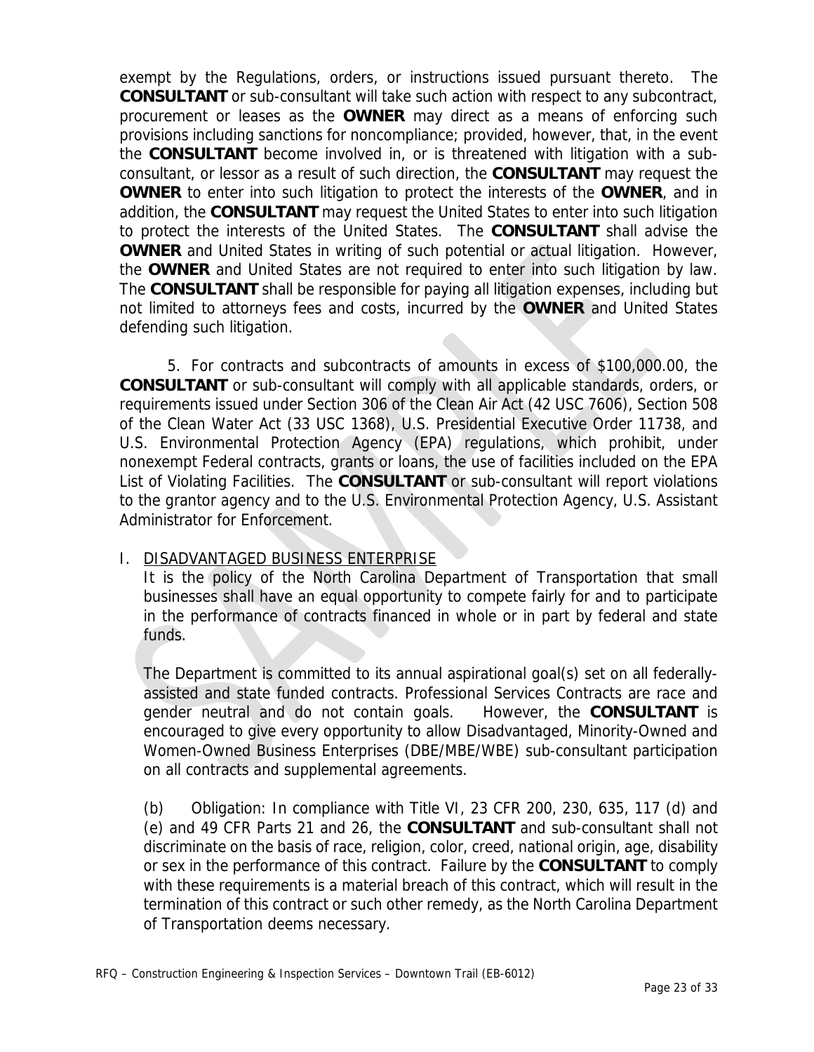exempt by the Regulations, orders, or instructions issued pursuant thereto. The **CONSULTANT** or sub-consultant will take such action with respect to any subcontract, procurement or leases as the **OWNER** may direct as a means of enforcing such provisions including sanctions for noncompliance; provided, however, that, in the event the **CONSULTANT** become involved in, or is threatened with litigation with a sub-consultant, or lessor as a result of such direction, the **CONSULTANT** may request the **OWNER** to enter into such litigation to protect the interests of the **OWNER**, and in addition, the **CONSULTANT** may request the United States to enter into such litigation to protect the interests of the United States. The **CONSULTANT** shall advise the **OWNER** and United States in writing of such potential or actual litigation. However, the **OWNER** and United States are not required to enter into such litigation by law. The **CONSULTANT** shall be responsible for paying all litigation expenses, including but not limited to attorneys fees and costs, incurred by the **OWNER** and United States defending such litigation.

5. For contracts and subcontracts of amounts in excess of $100,000.00, the **CONSULTANT** or sub-consultant will comply with all applicable standards, orders, or requirements issued under Section 306 of the Clean Air Act (42 USC 7606), Section 508 of the Clean Water Act (33 USC 1368), U.S. Presidential Executive Order 11738, and U.S. Environmental Protection Agency (EPA) regulations, which prohibit, under nonexempt Federal contracts, grants or loans, the use of facilities included on the EPA List of Violating Facilities. The **CONSULTANT** or sub-consultant will report violations to the grantor agency and to the U.S. Environmental Protection Agency, U.S. Assistant Administrator for Enforcement.

I. DISADVANTAGED BUSINESS ENTERPRISE

It is the policy of the North Carolina Department of Transportation that small businesses shall have an equal opportunity to compete fairly for and to participate in the performance of contracts financed in whole or in part by federal and state funds.

The Department is committed to its annual aspirational goal(s) set on all federally-assisted and state funded contracts. Professional Services Contracts are race and gender neutral and do not contain goals. However, the **CONSULTANT** is encouraged to give every opportunity to allow Disadvantaged, Minority-Owned and Women-Owned Business Enterprises (DBE/MBE/WBE) sub-consultant participation on all contracts and supplemental agreements.

(b) Obligation: In compliance with Title VI, 23 CFR 200, 230, 635, 117 (d) and (e) and 49 CFR Parts 21 and 26, the **CONSULTANT** and sub-consultant shall not discriminate on the basis of race, religion, color, creed, national origin, age, disability or sex in the performance of this contract. Failure by the **CONSULTANT** to comply with these requirements is a material breach of this contract, which will result in the termination of this contract or such other remedy, as the North Carolina Department of Transportation deems necessary.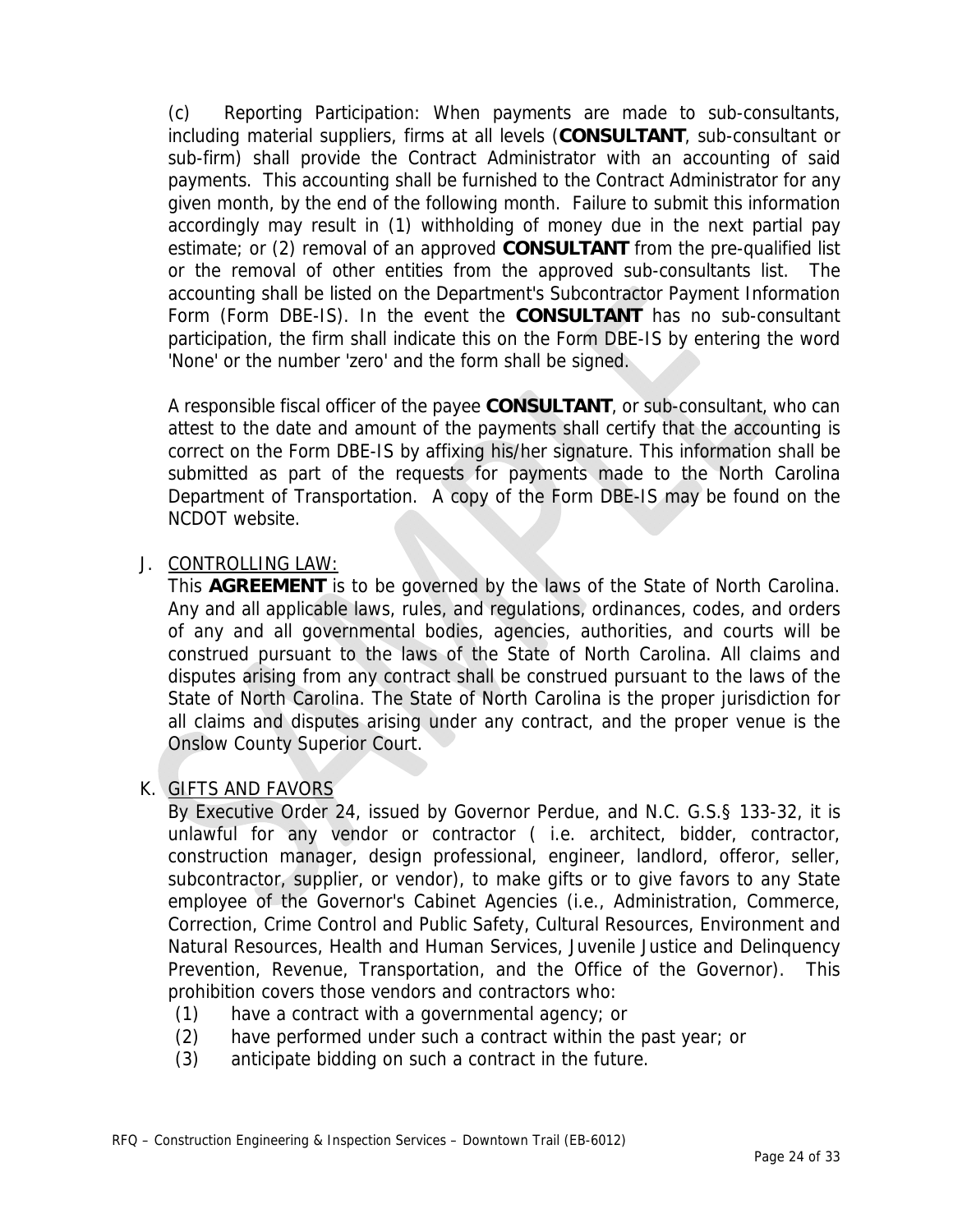(c) Reporting Participation: When payments are made to sub-consultants, including material suppliers, firms at all levels (**CONSULTANT**, sub-consultant or sub-firm) shall provide the Contract Administrator with an accounting of said payments. This accounting shall be furnished to the Contract Administrator for any given month, by the end of the following month. Failure to submit this information accordingly may result in (1) withholding of money due in the next partial pay estimate; or (2) removal of an approved **CONSULTANT** from the pre-qualified list or the removal of other entities from the approved sub-consultants list. The accounting shall be listed on the Department's Subcontractor Payment Information Form (Form DBE-IS). In the event the **CONSULTANT** has no sub-consultant participation, the firm shall indicate this on the Form DBE-IS by entering the word 'None' or the number 'zero' and the form shall be signed.

A responsible fiscal officer of the payee **CONSULTANT**, or sub-consultant, who can attest to the date and amount of the payments shall certify that the accounting is correct on the Form DBE-IS by affixing his/her signature. This information shall be submitted as part of the requests for payments made to the North Carolina Department of Transportation. A copy of the Form DBE-IS may be found on the NCDOT website.

J. <u>CONTROLLING LAW:</u>

This **AGREEMENT** is to be governed by the laws of the State of North Carolina. Any and all applicable laws, rules, and regulations, ordinances, codes, and orders of any and all governmental bodies, agencies, authorities, and courts will be construed pursuant to the laws of the State of North Carolina. All claims and disputes arising from any contract shall be construed pursuant to the laws of the State of North Carolina. The State of North Carolina is the proper jurisdiction for all claims and disputes arising under any contract, and the proper venue is the Onslow County Superior Court.

K. <u>GIFTS AND FAVORS</u>

By Executive Order 24, issued by Governor Perdue, and N.C. G.S.§ 133-32, it is unlawful for any vendor or contractor ( i.e. architect, bidder, contractor, construction manager, design professional, engineer, landlord, offeror, seller, subcontractor, supplier, or vendor), to make gifts or to give favors to any State employee of the Governor's Cabinet Agencies (i.e., Administration, Commerce, Correction, Crime Control and Public Safety, Cultural Resources, Environment and Natural Resources, Health and Human Services, Juvenile Justice and Delinquency Prevention, Revenue, Transportation, and the Office of the Governor). This prohibition covers those vendors and contractors who:

(1) have a contract with a governmental agency; or
(2) have performed under such a contract within the past year; or
(3) anticipate bidding on such a contract in the future.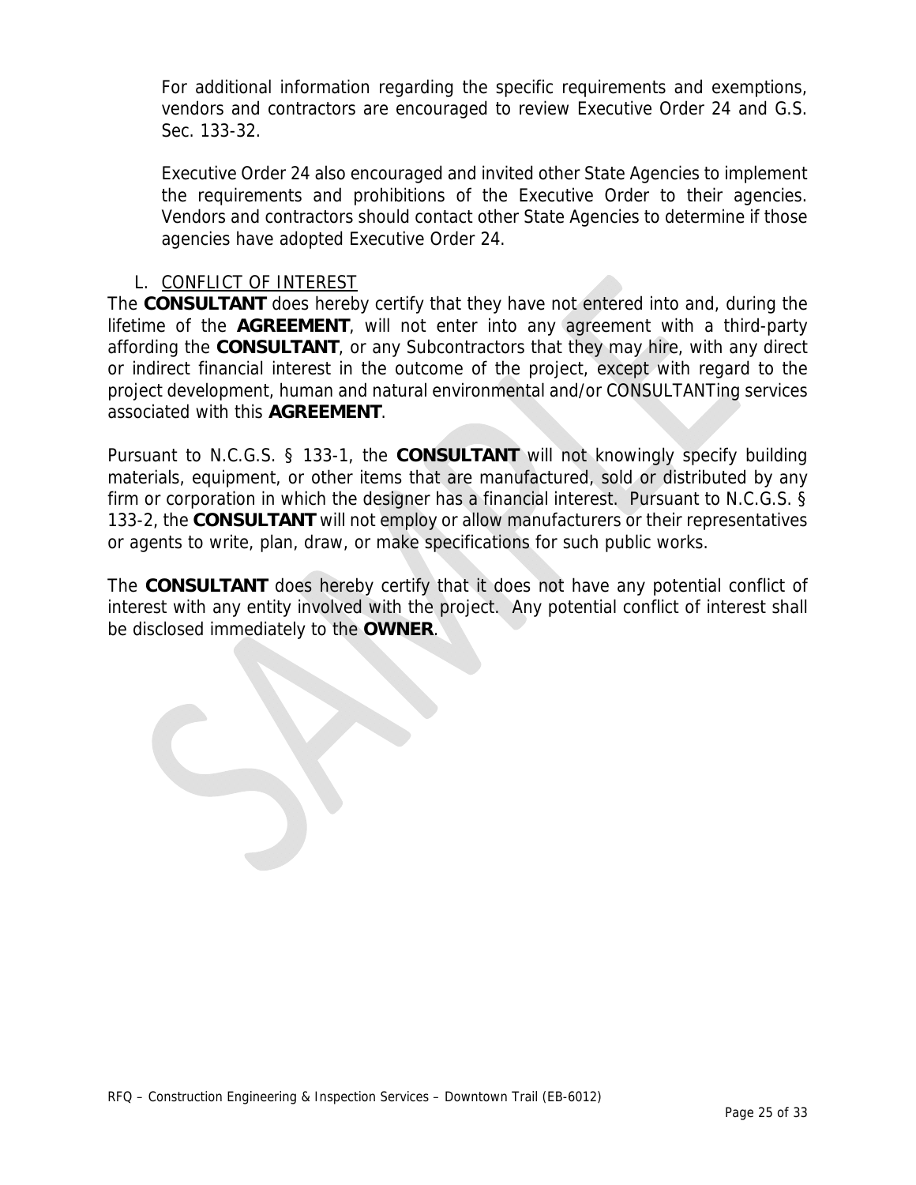For additional information regarding the specific requirements and exemptions, vendors and contractors are encouraged to review Executive Order 24 and G.S. Sec. 133-32.

Executive Order 24 also encouraged and invited other State Agencies to implement the requirements and prohibitions of the Executive Order to their agencies. Vendors and contractors should contact other State Agencies to determine if those agencies have adopted Executive Order 24.

L. CONFLICT OF INTEREST

The **CONSULTANT** does hereby certify that they have not entered into and, during the lifetime of the **AGREEMENT**, will not enter into any agreement with a third-party affording the **CONSULTANT**, or any Subcontractors that they may hire, with any direct or indirect financial interest in the outcome of the project, except with regard to the project development, human and natural environmental and/or CONSULTANTing services associated with this **AGREEMENT**.

Pursuant to N.C.G.S. § 133-1, the **CONSULTANT** will not knowingly specify building materials, equipment, or other items that are manufactured, sold or distributed by any firm or corporation in which the designer has a financial interest. Pursuant to N.C.G.S. § 133-2, the **CONSULTANT** will not employ or allow manufacturers or their representatives or agents to write, plan, draw, or make specifications for such public works.

The **CONSULTANT** does hereby certify that it does not have any potential conflict of interest with any entity involved with the project. Any potential conflict of interest shall be disclosed immediately to the **OWNER**.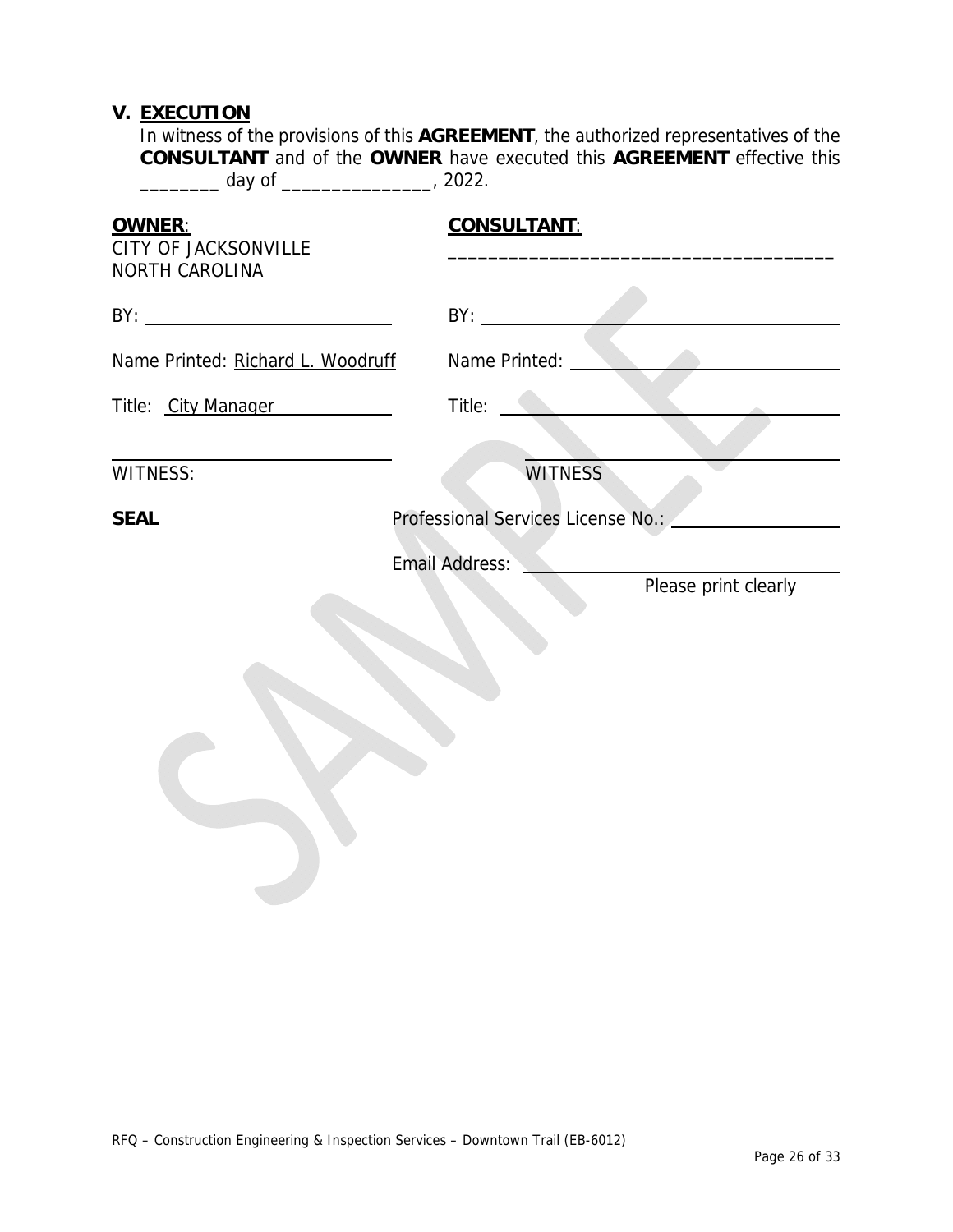## V. EXECUTION

In witness of the provisions of this **AGREEMENT**, the authorized representatives of the **CONSULTANT** and of the **OWNER** have executed this **AGREEMENT** effective this ________ day of _______________, 2022.

| **OWNER**: | **CONSULTANT**: |
|---|---|
| CITY OF JACKSONVILLE<br>NORTH CAROLINA | _____________________________________ |
| BY: ___________________________ | BY: _____________________________________ |
| Name Printed: Richard L. Woodruff | Name Printed: ____________________________ |
| Title: City Manager | Title: ___________________________________ |
| ___________________________ | _____________________________________ |
| WITNESS: | WITNESS |
| **SEAL** | Professional Services License No.: ________________ |
| | Email Address: ____________________________<br>Please print clearly |

SAMPLE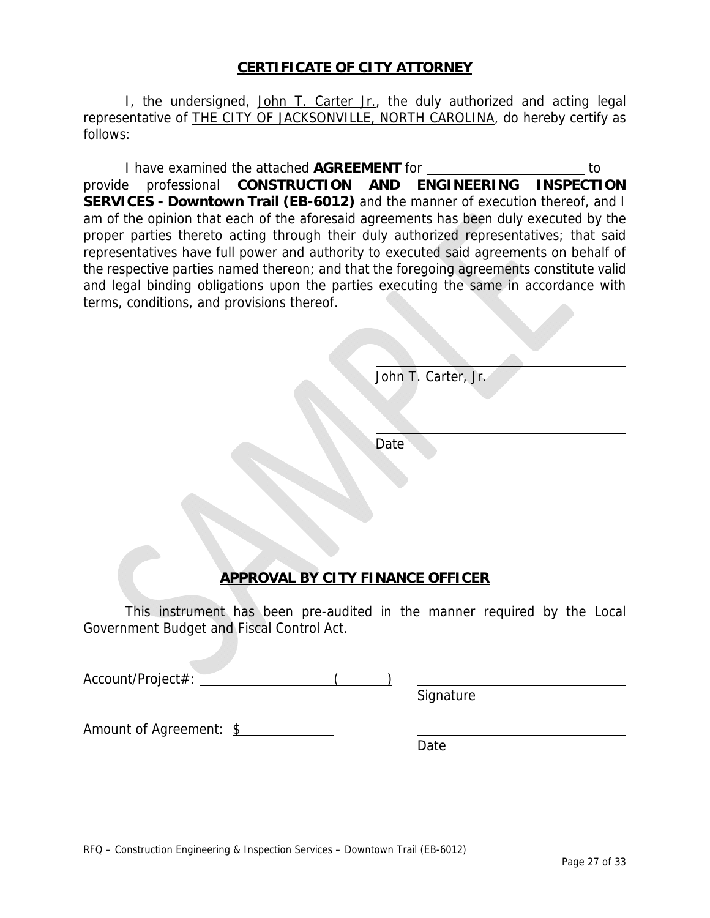## CERTIFICATE OF CITY ATTORNEY

I, the undersigned, John T. Carter Jr., the duly authorized and acting legal representative of THE CITY OF JACKSONVILLE, NORTH CAROLINA, do hereby certify as follows:

I have examined the attached **AGREEMENT** for ________________________ to provide professional **CONSTRUCTION AND ENGINEERING INSPECTION SERVICES - Downtown Trail (EB-6012)** and the manner of execution thereof, and I am of the opinion that each of the aforesaid agreements has been duly executed by the proper parties thereto acting through their duly authorized representatives; that said representatives have full power and authority to executed said agreements on behalf of the respective parties named thereon; and that the foregoing agreements constitute valid and legal binding obligations upon the parties executing the same in accordance with terms, conditions, and provisions thereof.

________________________________
John T. Carter, Jr.

________________________________
Date

## APPROVAL BY CITY FINANCE OFFICER

This instrument has been pre-audited in the manner required by the Local Government Budget and Fiscal Control Act.

Account/Project#: ____________________ (________)

________________________________
Signature

Amount of Agreement: $______________

________________________________
Date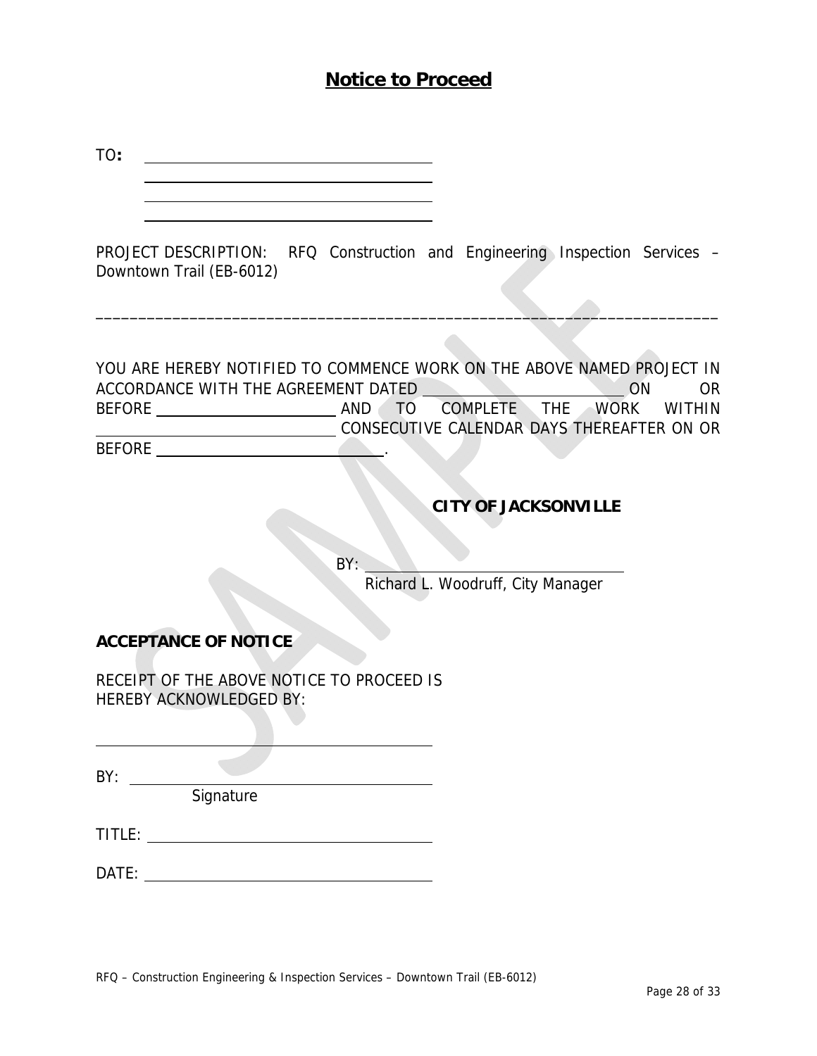# Notice to Proceed

TO**:** \_\_\_\_\_\_\_\_\_\_\_\_\_\_\_\_\_\_\_\_\_\_\_\_\_\_\_\_\_\_\_\_\_\_\_\_

\_\_\_\_\_\_\_\_\_\_\_\_\_\_\_\_\_\_\_\_\_\_\_\_\_\_\_\_\_\_\_\_\_\_\_\_

\_\_\_\_\_\_\_\_\_\_\_\_\_\_\_\_\_\_\_\_\_\_\_\_\_\_\_\_\_\_\_\_\_\_\_\_

\_\_\_\_\_\_\_\_\_\_\_\_\_\_\_\_\_\_\_\_\_\_\_\_\_\_\_\_\_\_\_\_\_\_\_\_

PROJECT DESCRIPTION: RFQ Construction and Engineering Inspection Services – Downtown Trail (EB-6012)

---

YOU ARE HEREBY NOTIFIED TO COMMENCE WORK ON THE ABOVE NAMED PROJECT IN ACCORDANCE WITH THE AGREEMENT DATED \_\_\_\_\_\_\_\_\_\_\_\_\_\_\_\_\_\_\_\_\_\_\_\_ ON OR BEFORE \_\_\_\_\_\_\_\_\_\_\_\_\_\_\_\_\_\_\_\_\_\_\_\_ AND TO COMPLETE THE WORK WITHIN \_\_\_\_\_\_\_\_\_\_\_\_\_\_\_\_\_\_\_\_\_\_\_\_ CONSECUTIVE CALENDAR DAYS THEREAFTER ON OR BEFORE \_\_\_\_\_\_\_\_\_\_\_\_\_\_\_\_\_\_\_\_\_\_\_\_.

**CITY OF JACKSONVILLE**

BY: \_\_\_\_\_\_\_\_\_\_\_\_\_\_\_\_\_\_\_\_\_\_\_\_\_\_\_\_\_\_\_\_\_\_\_\_
Richard L. Woodruff, City Manager

**ACCEPTANCE OF NOTICE**

RECEIPT OF THE ABOVE NOTICE TO PROCEED IS HEREBY ACKNOWLEDGED BY:

\_\_\_\_\_\_\_\_\_\_\_\_\_\_\_\_\_\_\_\_\_\_\_\_\_\_\_\_\_\_\_\_\_\_\_\_

BY: \_\_\_\_\_\_\_\_\_\_\_\_\_\_\_\_\_\_\_\_\_\_\_\_\_\_\_\_\_\_\_\_\_\_\_\_
Signature

TITLE: \_\_\_\_\_\_\_\_\_\_\_\_\_\_\_\_\_\_\_\_\_\_\_\_\_\_\_\_\_\_\_\_\_\_\_\_

DATE: \_\_\_\_\_\_\_\_\_\_\_\_\_\_\_\_\_\_\_\_\_\_\_\_\_\_\_\_\_\_\_\_\_\_\_\_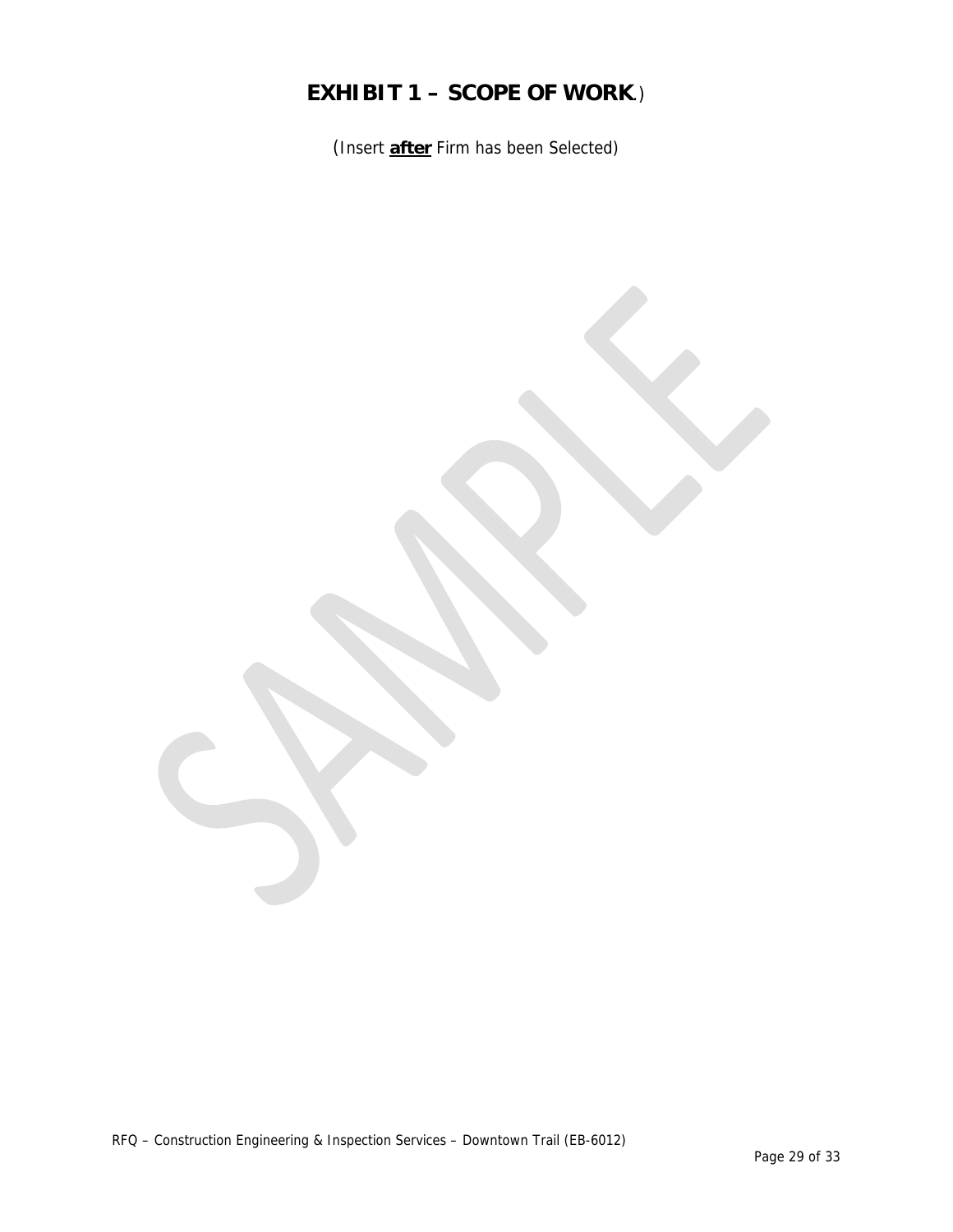# EXHIBIT 1 – SCOPE OF WORK.)

(Insert **after** Firm has been Selected)

SAMPLE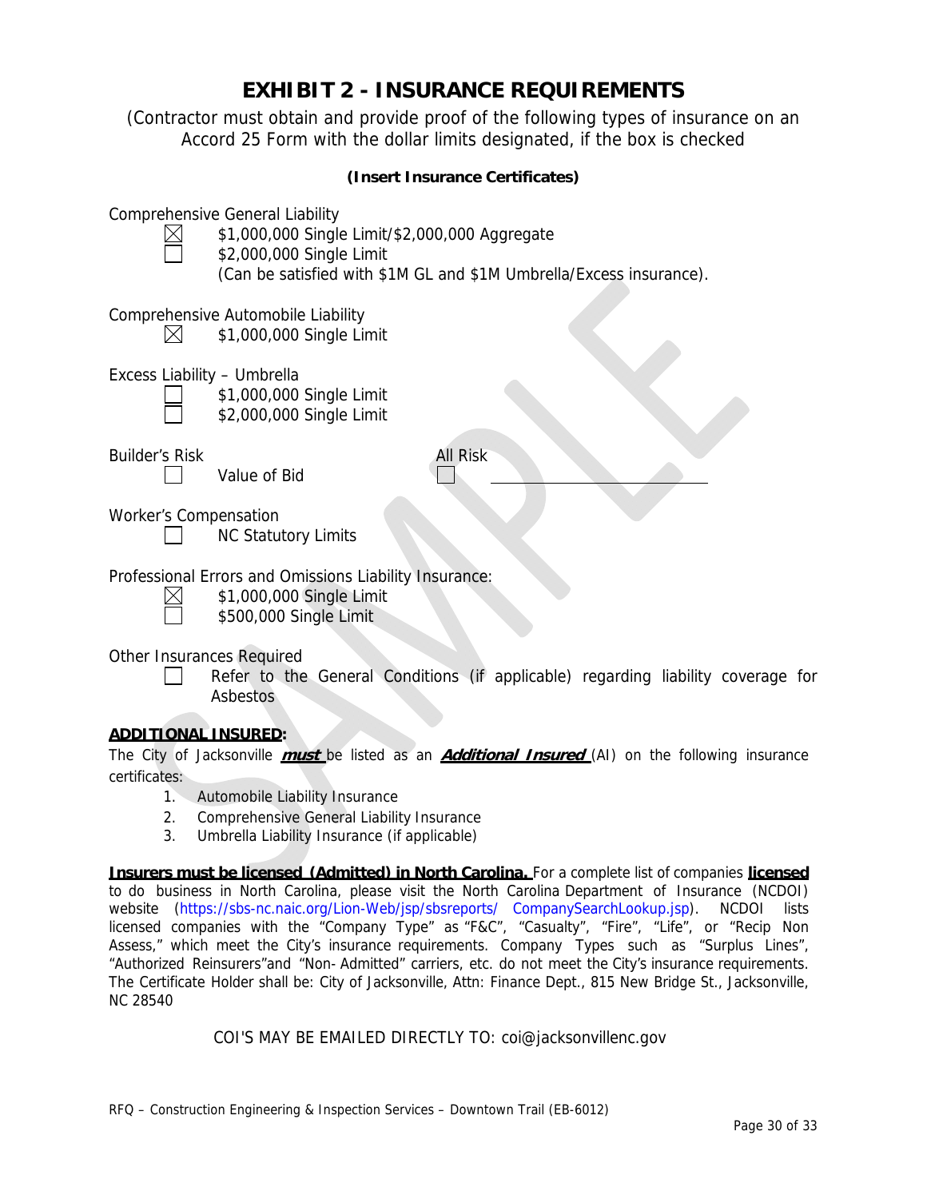# EXHIBIT 2 - INSURANCE REQUIREMENTS

(Contractor must obtain and provide proof of the following types of insurance on an Accord 25 Form with the dollar limits designated, if the box is checked

**(Insert Insurance Certificates)**

Comprehensive General Liability

- ☒ $1,000,000 Single Limit/$2,000,000 Aggregate
- ☐ $2,000,000 Single Limit
  (Can be satisfied with $1M GL and $1M Umbrella/Excess insurance).

Comprehensive Automobile Liability

- ☒ $1,000,000 Single Limit

Excess Liability – Umbrella

- ☐ $1,000,000 Single Limit
- ☐ $2,000,000 Single Limit

Builder's Risk

- ☐ Value of Bid

All Risk

- ☐ ____________________

Worker's Compensation

- ☐ NC Statutory Limits

Professional Errors and Omissions Liability Insurance:

- ☒ $1,000,000 Single Limit
- ☐ $500,000 Single Limit

Other Insurances Required

- ☐ Refer to the General Conditions (if applicable) regarding liability coverage for Asbestos

**ADDITIONAL INSURED:**

The City of Jacksonville ***must*** be listed as an ***Additional Insured*** (AI) on the following insurance certificates:

1. Automobile Liability Insurance
2. Comprehensive General Liability Insurance
3. Umbrella Liability Insurance (if applicable)

**Insurers must be licensed (Admitted) in North Carolina.** For a complete list of companies **licensed** to do business in North Carolina, please visit the North Carolina Department of Insurance (NCDOI) website (https://sbs-nc.naic.org/Lion-Web/jsp/sbsreports/ CompanySearchLookup.jsp). NCDOI lists licensed companies with the "Company Type" as "F&C", "Casualty", "Fire", "Life", or "Recip Non Assess," which meet the City's insurance requirements. Company Types such as "Surplus Lines", "Authorized Reinsurers" and "Non- Admitted" carriers, etc. do not meet the City's insurance requirements. The Certificate Holder shall be: City of Jacksonville, Attn: Finance Dept., 815 New Bridge St., Jacksonville, NC 28540

COI'S MAY BE EMAILED DIRECTLY TO: coi@jacksonvillenc.gov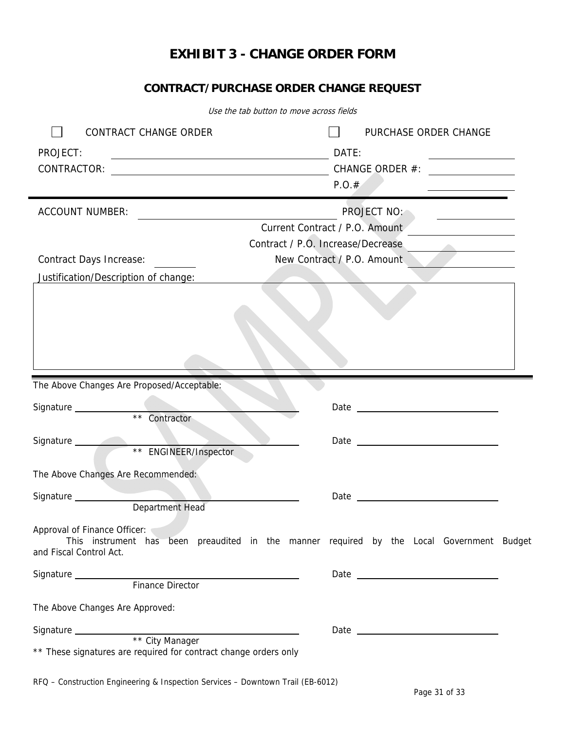# EXHIBIT 3 - CHANGE ORDER FORM

## CONTRACT/PURCHASE ORDER CHANGE REQUEST

*Use the tab button to move across fields*

☐ CONTRACT CHANGE ORDER ☐ PURCHASE ORDER CHANGE

PROJECT: ______________________ DATE: ____________

CONTRACTOR: ______________________ CHANGE ORDER #: ____________

P.O.# ____________

---

ACCOUNT NUMBER: ______________________ PROJECT NO: ____________

Current Contract / P.O. Amount ____________

Contract / P.O. Increase/Decrease ____________

Contract Days Increase: ________ New Contract / P.O. Amount ____________

Justification/Description of change:

---

The Above Changes Are Proposed/Acceptable:

Signature ______________________ Date ______________________
** Contractor

Signature ______________________ Date ______________________
** ENGINEER/Inspector

The Above Changes Are Recommended:

Signature ______________________ Date ______________________
Department Head

Approval of Finance Officer:
This instrument has been preaudited in the manner required by the Local Government Budget and Fiscal Control Act.

Signature ______________________ Date ______________________
Finance Director

The Above Changes Are Approved:

Signature ______________________ Date ______________________
** City Manager

** These signatures are required for contract change orders only

RFQ – Construction Engineering & Inspection Services – Downtown Trail (EB-6012)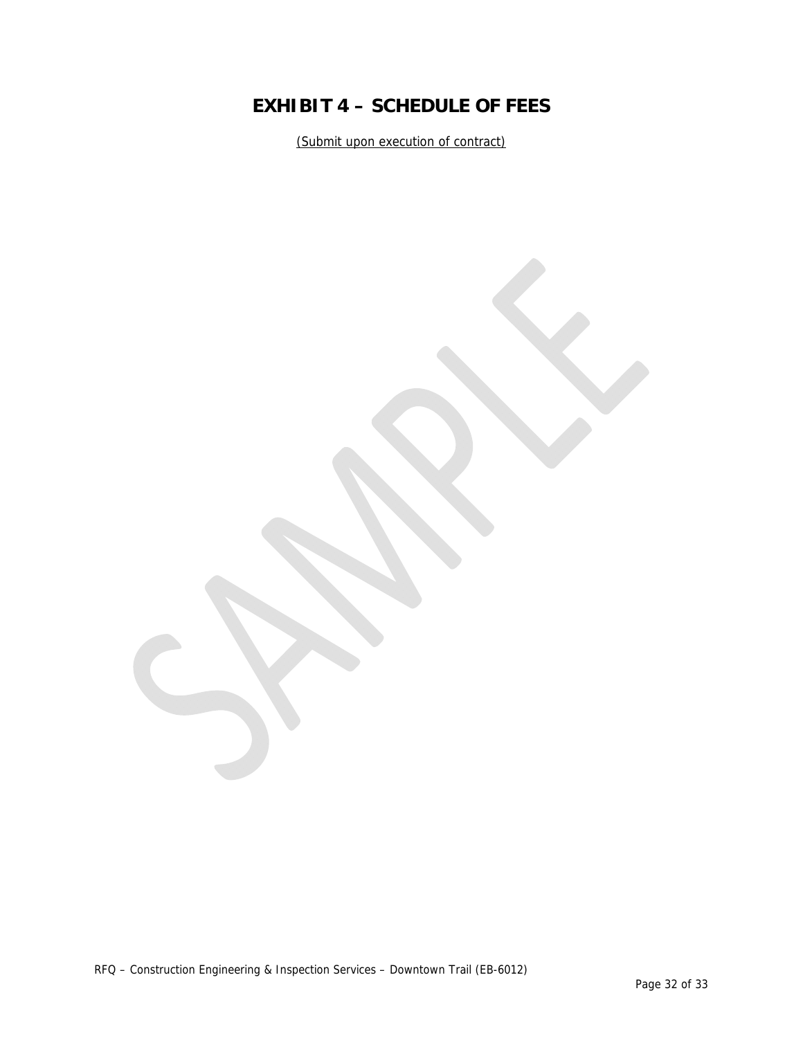# EXHIBIT 4 – SCHEDULE OF FEES

(Submit upon execution of contract)

SAMPLE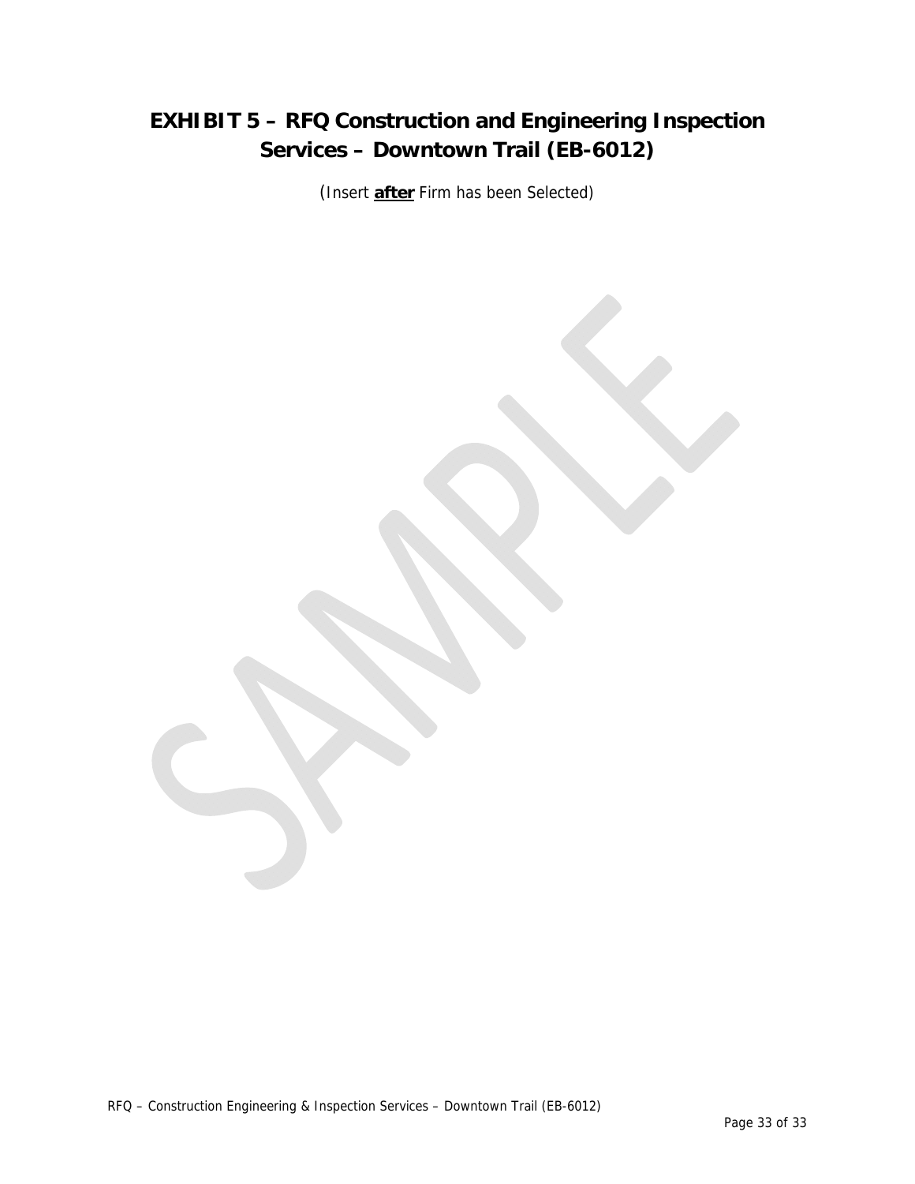# EXHIBIT 5 – RFQ Construction and Engineering Inspection Services – Downtown Trail (EB-6012)

(Insert **after** Firm has been Selected)

SAMPLE